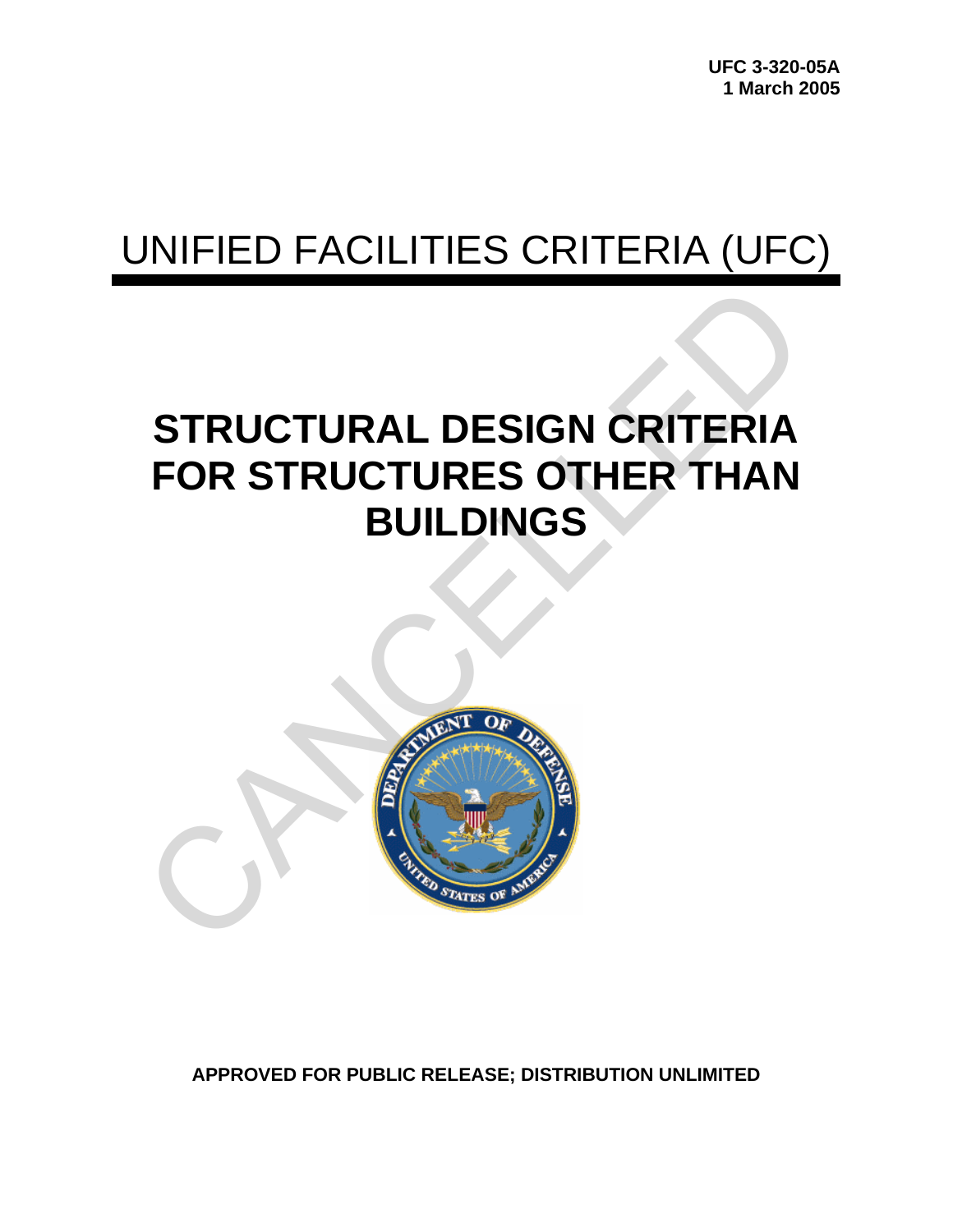UFC 3-320-05A
1 March 2005

# UNIFIED FACILITIES CRITERIA (UFC)

# STRUCTURAL DESIGN CRITERIA FOR STRUCTURES OTHER THAN BUILDINGS

CANCELLED

**APPROVED FOR PUBLIC RELEASE; DISTRIBUTION UNLIMITED**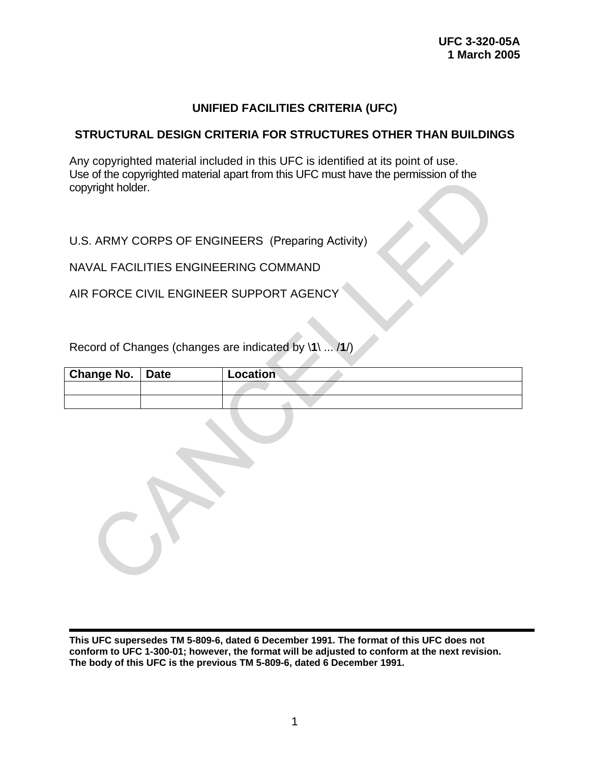UFC 3-320-05A
1 March 2005

# UNIFIED FACILITIES CRITERIA (UFC)

## STRUCTURAL DESIGN CRITERIA FOR STRUCTURES OTHER THAN BUILDINGS

Any copyrighted material included in this UFC is identified at its point of use. Use of the copyrighted material apart from this UFC must have the permission of the copyright holder.

U.S. ARMY CORPS OF ENGINEERS (Preparing Activity)

NAVAL FACILITIES ENGINEERING COMMAND

AIR FORCE CIVIL ENGINEER SUPPORT AGENCY

Record of Changes (changes are indicated by **\1\** ... **/1/**)

| Change No. | Date | Location |
|---|---|---|
| | | |
| | | |

CANCELLED

**This UFC supersedes TM 5-809-6, dated 6 December 1991. The format of this UFC does not conform to UFC 1-300-01; however, the format will be adjusted to conform at the next revision. The body of this UFC is the previous TM 5-809-6, dated 6 December 1991.**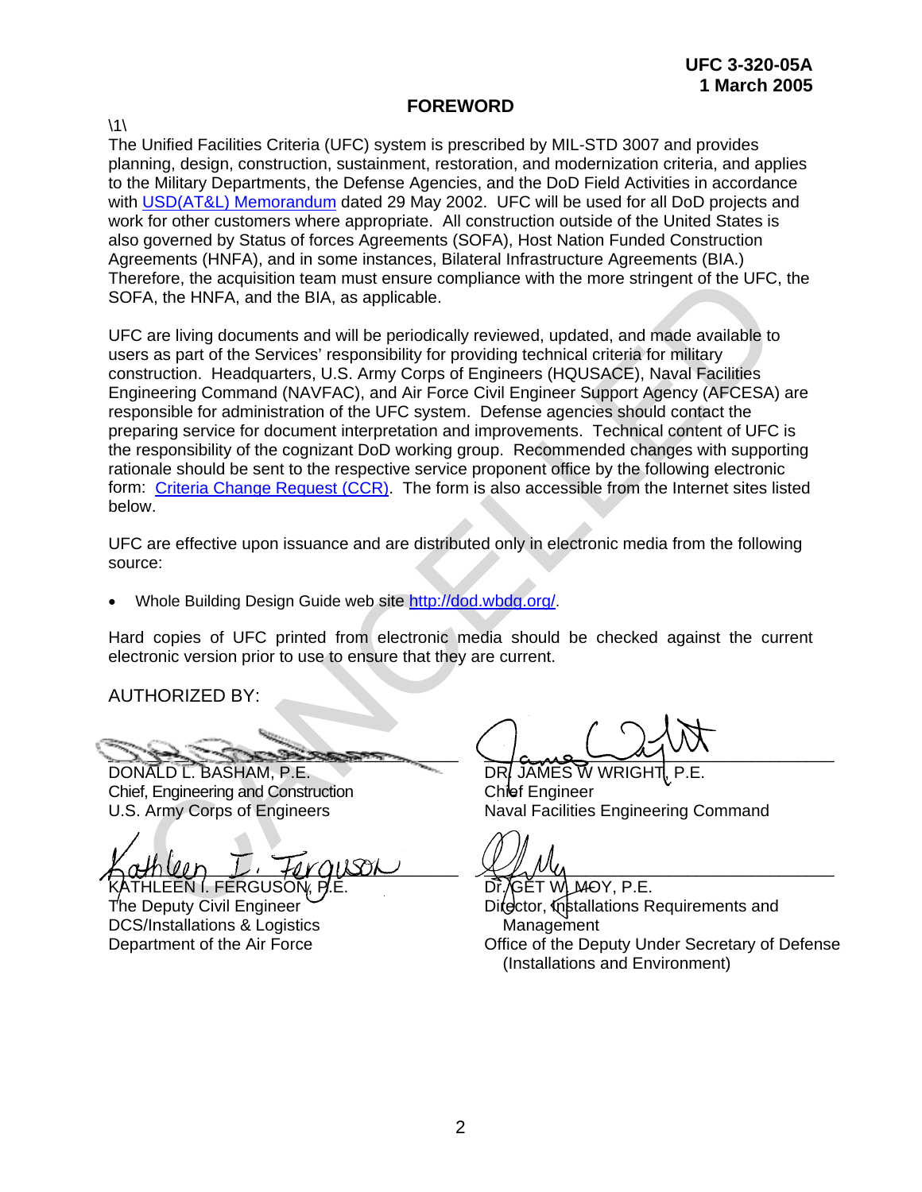# FOREWORD

\1\

The Unified Facilities Criteria (UFC) system is prescribed by MIL-STD 3007 and provides planning, design, construction, sustainment, restoration, and modernization criteria, and applies to the Military Departments, the Defense Agencies, and the DoD Field Activities in accordance with USD(AT&L) Memorandum dated 29 May 2002. UFC will be used for all DoD projects and work for other customers where appropriate. All construction outside of the United States is also governed by Status of forces Agreements (SOFA), Host Nation Funded Construction Agreements (HNFA), and in some instances, Bilateral Infrastructure Agreements (BIA.) Therefore, the acquisition team must ensure compliance with the more stringent of the UFC, the SOFA, the HNFA, and the BIA, as applicable.

UFC are living documents and will be periodically reviewed, updated, and made available to users as part of the Services' responsibility for providing technical criteria for military construction. Headquarters, U.S. Army Corps of Engineers (HQUSACE), Naval Facilities Engineering Command (NAVFAC), and Air Force Civil Engineer Support Agency (AFCESA) are responsible for administration of the UFC system. Defense agencies should contact the preparing service for document interpretation and improvements. Technical content of UFC is the responsibility of the cognizant DoD working group. Recommended changes with supporting rationale should be sent to the respective service proponent office by the following electronic form: Criteria Change Request (CCR). The form is also accessible from the Internet sites listed below.

UFC are effective upon issuance and are distributed only in electronic media from the following source:

- Whole Building Design Guide web site http://dod.wbdg.org/.

Hard copies of UFC printed from electronic media should be checked against the current electronic version prior to use to ensure that they are current.

AUTHORIZED BY:

DONALD L. BASHAM, P.E.
Chief, Engineering and Construction
U.S. Army Corps of Engineers

DR. JAMES W WRIGHT, P.E.
Chief Engineer
Naval Facilities Engineering Command

KATHLEEN I. FERGUSON, P.E.
The Deputy Civil Engineer
DCS/Installations & Logistics
Department of the Air Force

Dr. GET W. MOY, P.E.
Director, Installations Requirements and Management
Office of the Deputy Under Secretary of Defense (Installations and Environment)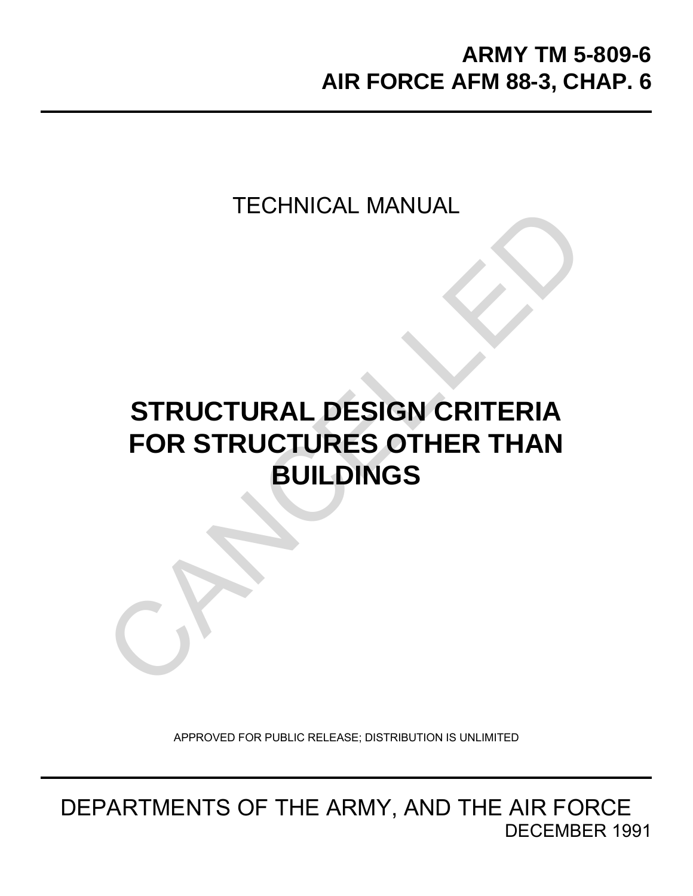**ARMY TM 5-809-6**
**AIR FORCE AFM 88-3, CHAP. 6**

TECHNICAL MANUAL

# STRUCTURAL DESIGN CRITERIA FOR STRUCTURES OTHER THAN BUILDINGS

APPROVED FOR PUBLIC RELEASE; DISTRIBUTION IS UNLIMITED

DEPARTMENTS OF THE ARMY, AND THE AIR FORCE
DECEMBER 1991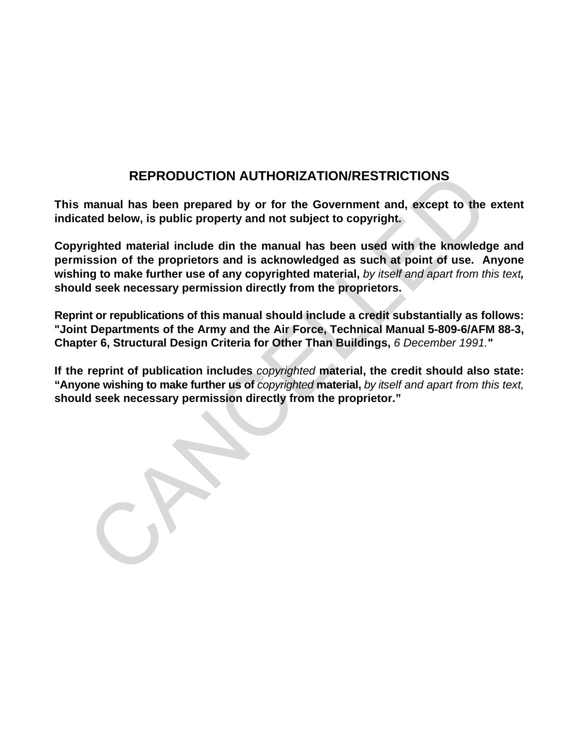# REPRODUCTION AUTHORIZATION/RESTRICTIONS

**This manual has been prepared by or for the Government and, except to the extent indicated below, is public property and not subject to copyright.**

**Copyrighted material include din the manual has been used with the knowledge and permission of the proprietors and is acknowledged as such at point of use. Anyone wishing to make further use of any copyrighted material,** *by itself and apart from this text,* **should seek necessary permission directly from the proprietors.**

**Reprint or republications of this manual should include a credit substantially as follows: "Joint Departments of the Army and the Air Force, Technical Manual 5-809-6/AFM 88-3, Chapter 6, Structural Design Criteria for Other Than Buildings,** *6 December 1991.***"**

**If the reprint of publication includes** *copyrighted* **material, the credit should also state: "Anyone wishing to make further us of** *copyrighted* **material,** *by itself and apart from this text,* **should seek necessary permission directly from the proprietor."**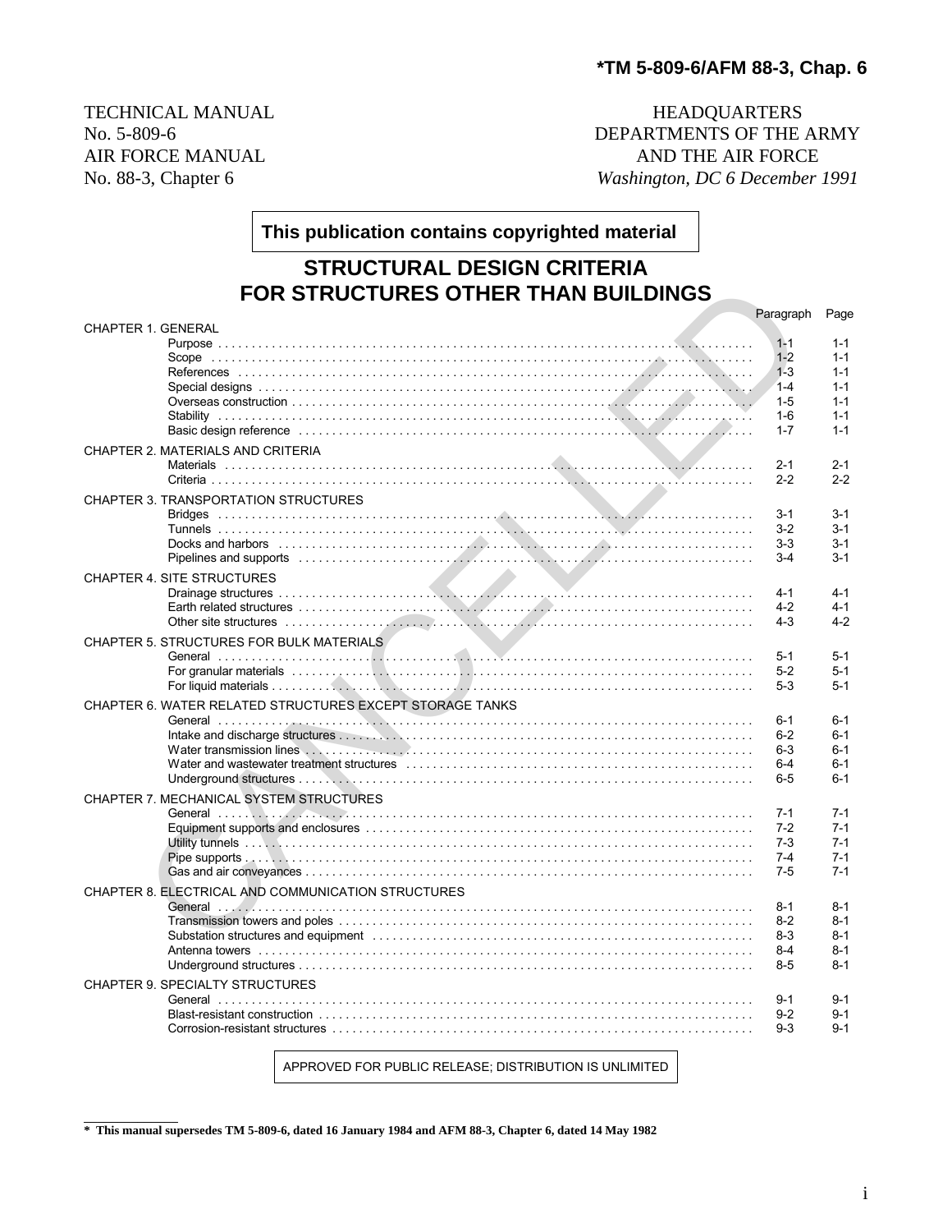**\*TM 5-809-6/AFM 88-3, Chap. 6**

| | |
|---|---|
| TECHNICAL MANUAL | HEADQUARTERS |
| No. 5-809-6 | DEPARTMENTS OF THE ARMY |
| AIR FORCE MANUAL | AND THE AIR FORCE |
| No. 88-3, Chapter 6 | *Washington, DC 6 December 1991* |

**This publication contains copyrighted material**

# STRUCTURAL DESIGN CRITERIA FOR STRUCTURES OTHER THAN BUILDINGS

| | Paragraph | Page |
|---|---|---|
| **CHAPTER 1. GENERAL** | | |
| Purpose | 1-1 | 1-1 |
| Scope | 1-2 | 1-1 |
| References | 1-3 | 1-1 |
| Special designs | 1-4 | 1-1 |
| Overseas construction | 1-5 | 1-1 |
| Stability | 1-6 | 1-1 |
| Basic design reference | 1-7 | 1-1 |
| **CHAPTER 2. MATERIALS AND CRITERIA** | | |
| Materials | 2-1 | 2-1 |
| Criteria | 2-2 | 2-2 |
| **CHAPTER 3. TRANSPORTATION STRUCTURES** | | |
| Bridges | 3-1 | 3-1 |
| Tunnels | 3-2 | 3-1 |
| Docks and harbors | 3-3 | 3-1 |
| Pipelines and supports | 3-4 | 3-1 |
| **CHAPTER 4. SITE STRUCTURES** | | |
| Drainage structures | 4-1 | 4-1 |
| Earth related structures | 4-2 | 4-1 |
| Other site structures | 4-3 | 4-2 |
| **CHAPTER 5. STRUCTURES FOR BULK MATERIALS** | | |
| General | 5-1 | 5-1 |
| For granular materials | 5-2 | 5-1 |
| For liquid materials | 5-3 | 5-1 |
| **CHAPTER 6. WATER RELATED STRUCTURES EXCEPT STORAGE TANKS** | | |
| General | 6-1 | 6-1 |
| Intake and discharge structures | 6-2 | 6-1 |
| Water transmission lines | 6-3 | 6-1 |
| Water and wastewater treatment structures | 6-4 | 6-1 |
| Underground structures | 6-5 | 6-1 |
| **CHAPTER 7. MECHANICAL SYSTEM STRUCTURES** | | |
| General | 7-1 | 7-1 |
| Equipment supports and enclosures | 7-2 | 7-1 |
| Utility tunnels | 7-3 | 7-1 |
| Pipe supports | 7-4 | 7-1 |
| Gas and air conveyances | 7-5 | 7-1 |
| **CHAPTER 8. ELECTRICAL AND COMMUNICATION STRUCTURES** | | |
| General | 8-1 | 8-1 |
| Transmission towers and poles | 8-2 | 8-1 |
| Substation structures and equipment | 8-3 | 8-1 |
| Antenna towers | 8-4 | 8-1 |
| Underground structures | 8-5 | 8-1 |
| **CHAPTER 9. SPECIALTY STRUCTURES** | | |
| General | 9-1 | 9-1 |
| Blast-resistant construction | 9-2 | 9-1 |
| Corrosion-resistant structures | 9-3 | 9-1 |

APPROVED FOR PUBLIC RELEASE; DISTRIBUTION IS UNLIMITED

---

**\* This manual supersedes TM 5-809-6, dated 16 January 1984 and AFM 88-3, Chapter 6, dated 14 May 1982**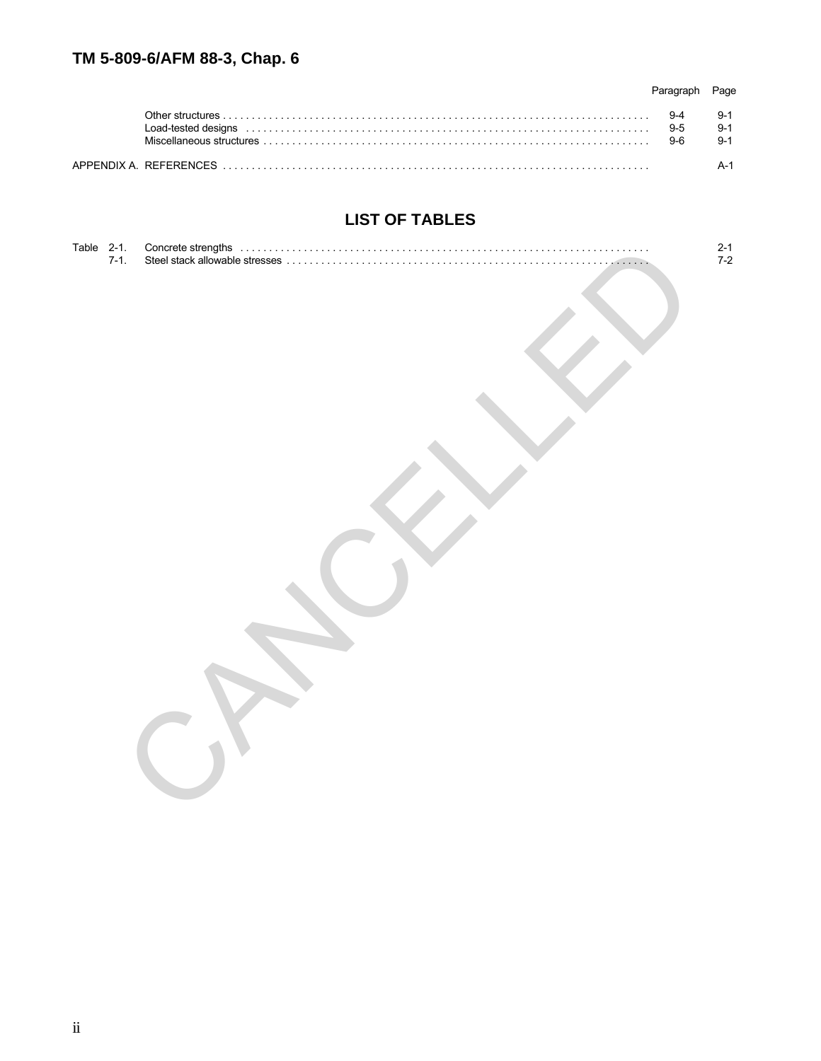| | Paragraph | Page |
|---|---|---|
| Other structures | 9-4 | 9-1 |
| Load-tested designs | 9-5 | 9-1 |
| Miscellaneous structures | 9-6 | 9-1 |
| APPENDIX A. REFERENCES | | A-1 |

## LIST OF TABLES

| Table | | Page |
|---|---|---|
| 2-1. | Concrete strengths | 2-1 |
| 7-1. | Steel stack allowable stresses | 7-2 |

CANCELLED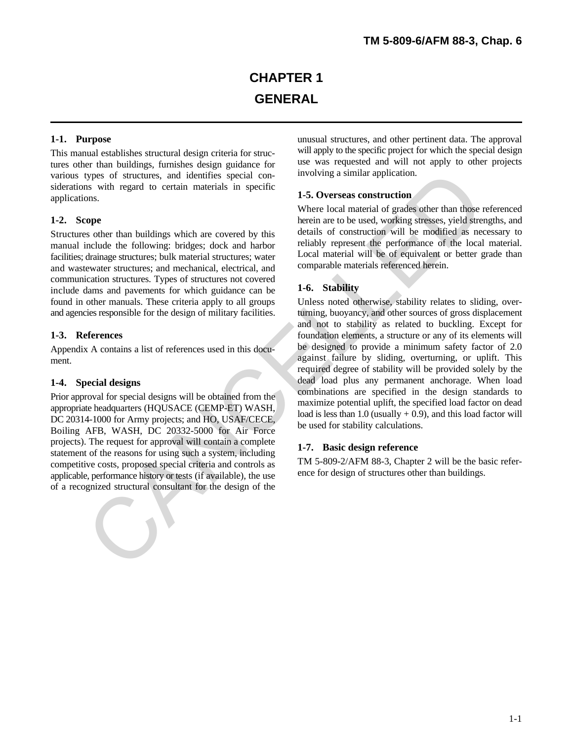# CHAPTER 1

# GENERAL

### 1-1. Purpose

This manual establishes structural design criteria for structures other than buildings, furnishes design guidance for various types of structures, and identifies special considerations with regard to certain materials in specific applications.

### 1-2. Scope

Structures other than buildings which are covered by this manual include the following: bridges; dock and harbor facilities; drainage structures; bulk material structures; water and wastewater structures; and mechanical, electrical, and communication structures. Types of structures not covered include dams and pavements for which guidance can be found in other manuals. These criteria apply to all groups and agencies responsible for the design of military facilities.

### 1-3. References

Appendix A contains a list of references used in this document.

### 1-4. Special designs

Prior approval for special designs will be obtained from the appropriate headquarters (HQUSACE (CEMP-ET) WASH, DC 20314-1000 for Army projects; and HO, USAF/CECE, Boiling AFB, WASH, DC 20332-5000 for Air Force projects). The request for approval will contain a complete statement of the reasons for using such a system, including competitive costs, proposed special criteria and controls as applicable, performance history or tests (if available), the use of a recognized structural consultant for the design of the unusual structures, and other pertinent data. The approval will apply to the specific project for which the special design use was requested and will not apply to other projects involving a similar application.

### 1-5. Overseas construction

Where local material of grades other than those referenced herein are to be used, working stresses, yield strengths, and details of construction will be modified as necessary to reliably represent the performance of the local material. Local material will be of equivalent or better grade than comparable materials referenced herein.

### 1-6. Stability

Unless noted otherwise, stability relates to sliding, overturning, buoyancy, and other sources of gross displacement and not to stability as related to buckling. Except for foundation elements, a structure or any of its elements will be designed to provide a minimum safety factor of 2.0 against failure by sliding, overturning, or uplift. This required degree of stability will be provided solely by the dead load plus any permanent anchorage. When load combinations are specified in the design standards to maximize potential uplift, the specified load factor on dead load is less than 1.0 (usually + 0.9), and this load factor will be used for stability calculations.

### 1-7. Basic design reference

TM 5-809-2/AFM 88-3, Chapter 2 will be the basic reference for design of structures other than buildings.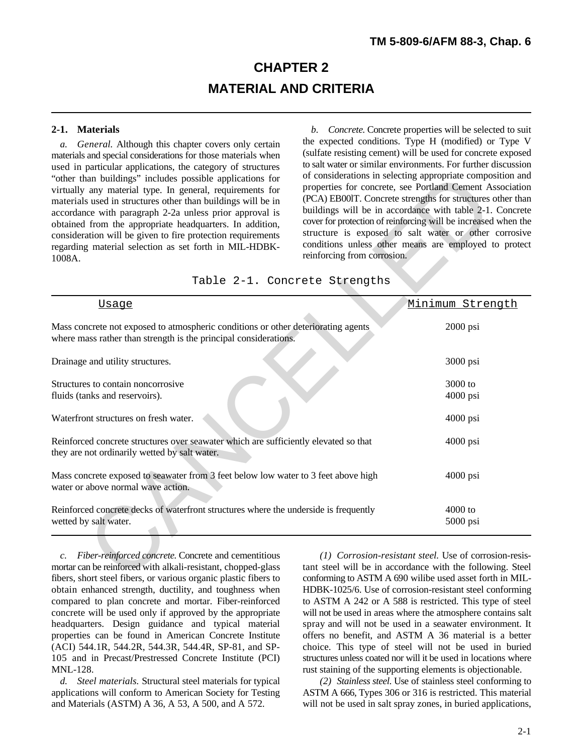# CHAPTER 2

# MATERIAL AND CRITERIA

**2-1. Materials**

*a. General.* Although this chapter covers only certain materials and special considerations for those materials when used in particular applications, the category of structures "other than buildings" includes possible applications for virtually any material type. In general, requirements for materials used in structures other than buildings will be in accordance with paragraph 2-2a unless prior approval is obtained from the appropriate headquarters. In addition, consideration will be given to fire protection requirements regarding material selection as set forth in MIL-HDBK-1008A.

*b. Concrete.* Concrete properties will be selected to suit the expected conditions. Type H (modified) or Type V (sulfate resisting cement) will be used for concrete exposed to salt water or similar environments. For further discussion of considerations in selecting appropriate composition and properties for concrete, see Portland Cement Association (PCA) EB00lT. Concrete strengths for structures other than buildings will be in accordance with table 2-1. Concrete cover for protection of reinforcing will be increased when the structure is exposed to salt water or other corrosive conditions unless other means are employed to protect reinforcing from corrosion.

Table 2-1. Concrete Strengths

| Usage | Minimum Strength |
|---|---|
| Mass concrete not exposed to atmospheric conditions or other deteriorating agents where mass rather than strength is the principal considerations. | 2000 psi |
| Drainage and utility structures. | 3000 psi |
| Structures to contain noncorrosive fluids (tanks and reservoirs). | 3000 to 4000 psi |
| Waterfront structures on fresh water. | 4000 psi |
| Reinforced concrete structures over seawater which are sufficiently elevated so that they are not ordinarily wetted by salt water. | 4000 psi |
| Mass concrete exposed to seawater from 3 feet below low water to 3 feet above high water or above normal wave action. | 4000 psi |
| Reinforced concrete decks of waterfront structures where the underside is frequently wetted by salt water. | 4000 to 5000 psi |

*c. Fiber-reinforced concrete.* Concrete and cementitious mortar can be reinforced with alkali-resistant, chopped-glass fibers, short steel fibers, or various organic plastic fibers to obtain enhanced strength, ductility, and toughness when compared to plan concrete and mortar. Fiber-reinforced concrete will be used only if approved by the appropriate headquarters. Design guidance and typical material properties can be found in American Concrete Institute (ACI) 544.1R, 544.2R, 544.3R, 544.4R, SP-81, and SP-105 and in Precast/Prestressed Concrete Institute (PCI) MNL-128.

*d. Steel materials.* Structural steel materials for typical applications will conform to American Society for Testing and Materials (ASTM) A 36, A 53, A 500, and A 572.

*(1) Corrosion-resistant steel.* Use of corrosion-resistant steel will be in accordance with the following. Steel conforming to ASTM A 690 wilibe used asset forth in MIL-HDBK-1025/6. Use of corrosion-resistant steel conforming to ASTM A 242 or A 588 is restricted. This type of steel will not be used in areas where the atmosphere contains salt spray and will not be used in a seawater environment. It offers no benefit, and ASTM A 36 material is a better choice. This type of steel will not be used in buried structures unless coated nor will it be used in locations where rust staining of the supporting elements is objectionable.

*(2) Stainless steel.* Use of stainless steel conforming to ASTM A 666, Types 306 or 316 is restricted. This material will not be used in salt spray zones, in buried applications,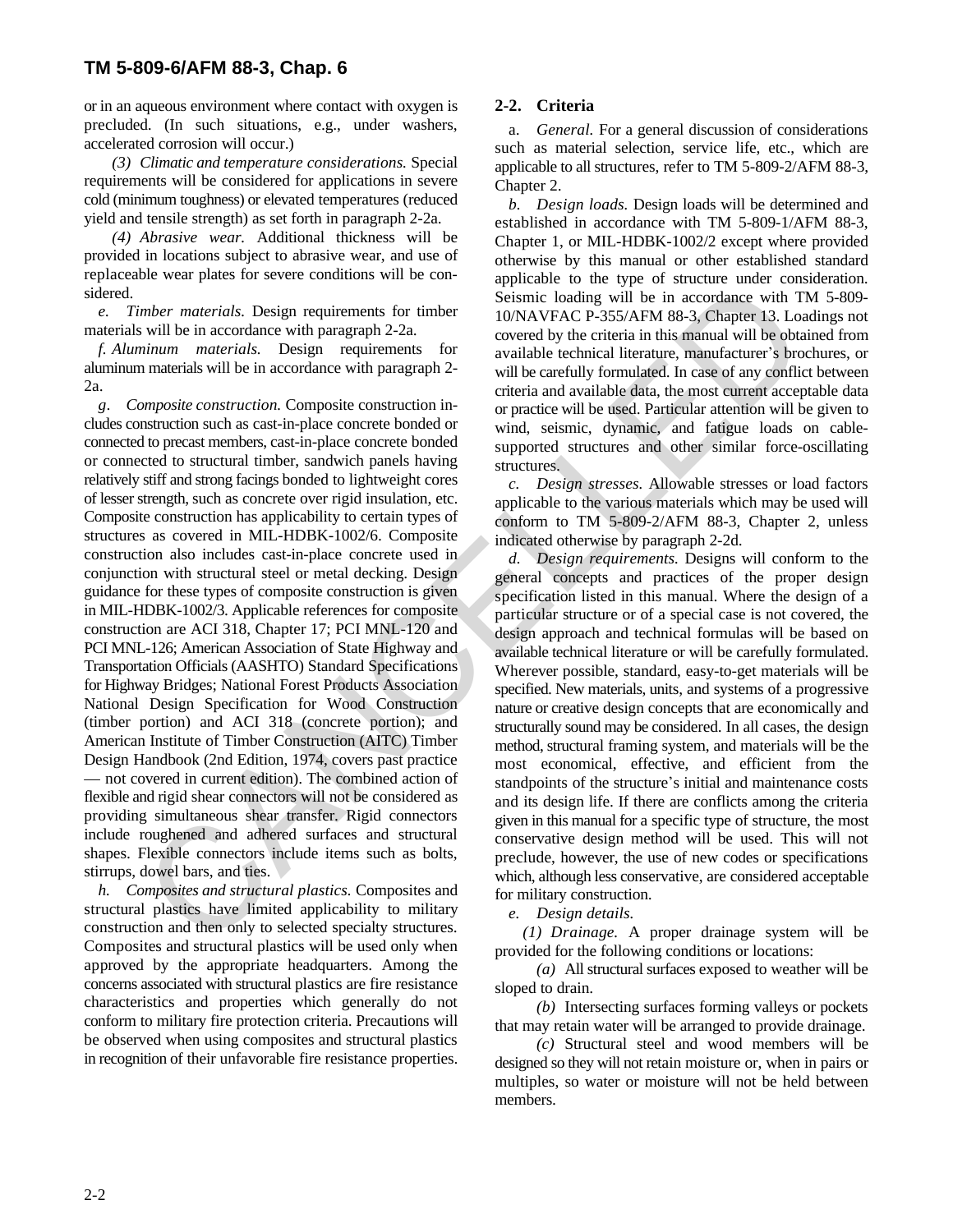or in an aqueous environment where contact with oxygen is precluded. (In such situations, e.g., under washers, accelerated corrosion will occur.)

*(3) Climatic and temperature considerations.* Special requirements will be considered for applications in severe cold (minimum toughness) or elevated temperatures (reduced yield and tensile strength) as set forth in paragraph 2-2a.

*(4) Abrasive wear.* Additional thickness will be provided in locations subject to abrasive wear, and use of replaceable wear plates for severe conditions will be considered.

*e. Timber materials.* Design requirements for timber materials will be in accordance with paragraph 2-2a.

*f. Aluminum materials.* Design requirements for aluminum materials will be in accordance with paragraph 2-2a.

*g. Composite construction.* Composite construction includes construction such as cast-in-place concrete bonded or connected to precast members, cast-in-place concrete bonded or connected to structural timber, sandwich panels having relatively stiff and strong facings bonded to lightweight cores of lesser strength, such as concrete over rigid insulation, etc. Composite construction has applicability to certain types of structures as covered in MIL-HDBK-1002/6. Composite construction also includes cast-in-place concrete used in conjunction with structural steel or metal decking. Design guidance for these types of composite construction is given in MIL-HDBK-1002/3. Applicable references for composite construction are ACI 318, Chapter 17; PCI MNL-120 and PCI MNL-126; American Association of State Highway and Transportation Officials (AASHTO) Standard Specifications for Highway Bridges; National Forest Products Association National Design Specification for Wood Construction (timber portion) and ACI 318 (concrete portion); and American Institute of Timber Construction (AITC) Timber Design Handbook (2nd Edition, 1974, covers past practice — not covered in current edition). The combined action of flexible and rigid shear connectors will not be considered as providing simultaneous shear transfer. Rigid connectors include roughened and adhered surfaces and structural shapes. Flexible connectors include items such as bolts, stirrups, dowel bars, and ties.

*h. Composites and structural plastics.* Composites and structural plastics have limited applicability to military construction and then only to selected specialty structures. Composites and structural plastics will be used only when approved by the appropriate headquarters. Among the concerns associated with structural plastics are fire resistance characteristics and properties which generally do not conform to military fire protection criteria. Precautions will be observed when using composites and structural plastics in recognition of their unfavorable fire resistance properties.

## 2-2. Criteria

a. *General.* For a general discussion of considerations such as material selection, service life, etc., which are applicable to all structures, refer to TM 5-809-2/AFM 88-3, Chapter 2.

*b. Design loads.* Design loads will be determined and established in accordance with TM 5-809-1/AFM 88-3, Chapter 1, or MIL-HDBK-1002/2 except where provided otherwise by this manual or other established standard applicable to the type of structure under consideration. Seismic loading will be in accordance with TM 5-809-10/NAVFAC P-355/AFM 88-3, Chapter 13. Loadings not covered by the criteria in this manual will be obtained from available technical literature, manufacturer's brochures, or will be carefully formulated. In case of any conflict between criteria and available data, the most current acceptable data or practice will be used. Particular attention will be given to wind, seismic, dynamic, and fatigue loads on cable-supported structures and other similar force-oscillating structures.

*c. Design stresses.* Allowable stresses or load factors applicable to the various materials which may be used will conform to TM 5-809-2/AFM 88-3, Chapter 2, unless indicated otherwise by paragraph 2-2d.

*d. Design requirements.* Designs will conform to the general concepts and practices of the proper design specification listed in this manual. Where the design of a particular structure or of a special case is not covered, the design approach and technical formulas will be based on available technical literature or will be carefully formulated. Wherever possible, standard, easy-to-get materials will be specified. New materials, units, and systems of a progressive nature or creative design concepts that are economically and structurally sound may be considered. In all cases, the design method, structural framing system, and materials will be the most economical, effective, and efficient from the standpoints of the structure's initial and maintenance costs and its design life. If there are conflicts among the criteria given in this manual for a specific type of structure, the most conservative design method will be used. This will not preclude, however, the use of new codes or specifications which, although less conservative, are considered acceptable for military construction.

*e. Design details.*

*(1) Drainage.* A proper drainage system will be provided for the following conditions or locations:

*(a)* All structural surfaces exposed to weather will be sloped to drain.

*(b)* Intersecting surfaces forming valleys or pockets that may retain water will be arranged to provide drainage.

*(c)* Structural steel and wood members will be designed so they will not retain moisture or, when in pairs or multiples, so water or moisture will not be held between members.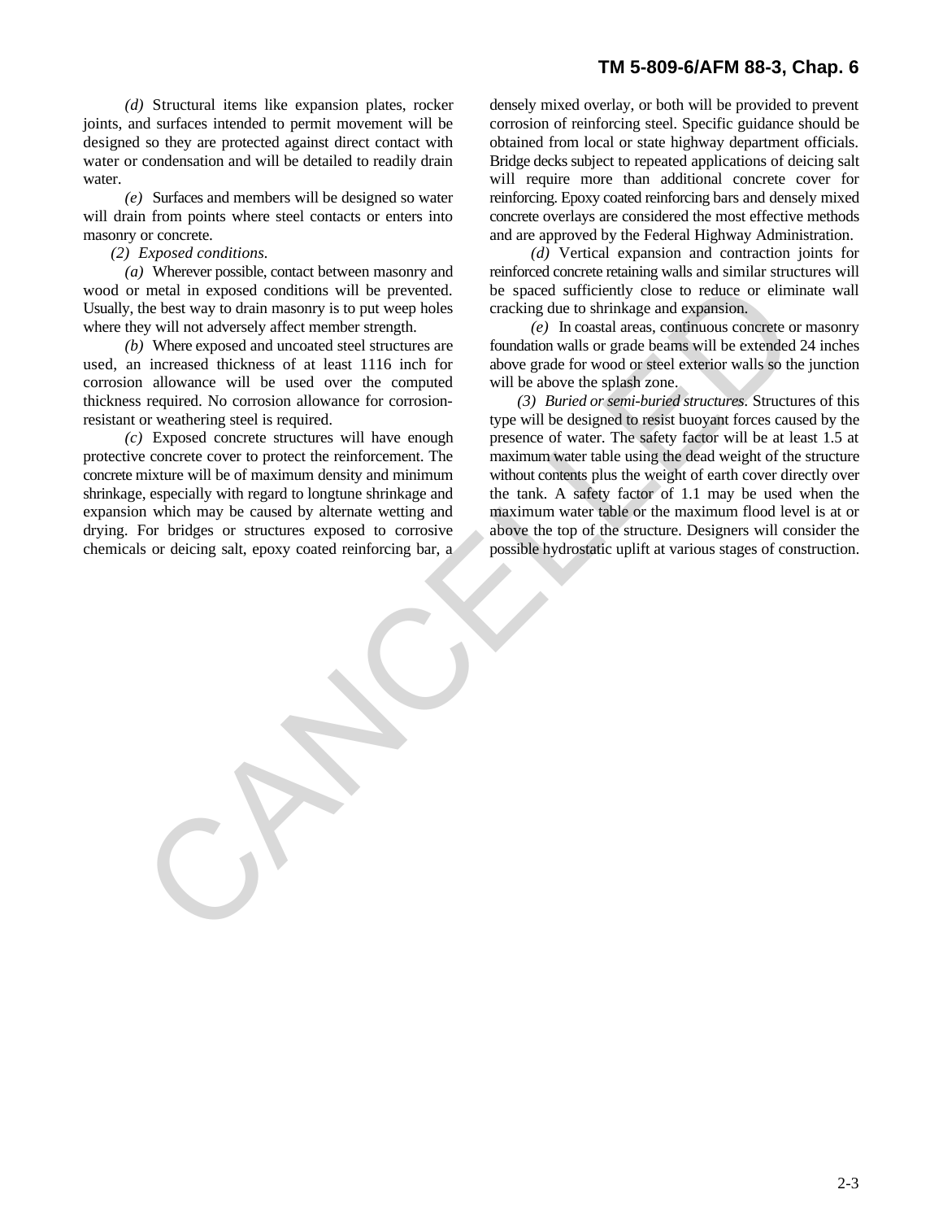*(d)* Structural items like expansion plates, rocker joints, and surfaces intended to permit movement will be designed so they are protected against direct contact with water or condensation and will be detailed to readily drain water.

*(e)* Surfaces and members will be designed so water will drain from points where steel contacts or enters into masonry or concrete.

*(2) Exposed conditions.*

*(a)* Wherever possible, contact between masonry and wood or metal in exposed conditions will be prevented. Usually, the best way to drain masonry is to put weep holes where they will not adversely affect member strength.

*(b)* Where exposed and uncoated steel structures are used, an increased thickness of at least 1116 inch for corrosion allowance will be used over the computed thickness required. No corrosion allowance for corrosion-resistant or weathering steel is required.

*(c)* Exposed concrete structures will have enough protective concrete cover to protect the reinforcement. The concrete mixture will be of maximum density and minimum shrinkage, especially with regard to longtune shrinkage and expansion which may be caused by alternate wetting and drying. For bridges or structures exposed to corrosive chemicals or deicing salt, epoxy coated reinforcing bar, a densely mixed overlay, or both will be provided to prevent corrosion of reinforcing steel. Specific guidance should be obtained from local or state highway department officials. Bridge decks subject to repeated applications of deicing salt will require more than additional concrete cover for reinforcing. Epoxy coated reinforcing bars and densely mixed concrete overlays are considered the most effective methods and are approved by the Federal Highway Administration.

*(d)* Vertical expansion and contraction joints for reinforced concrete retaining walls and similar structures will be spaced sufficiently close to reduce or eliminate wall cracking due to shrinkage and expansion.

*(e)* In coastal areas, continuous concrete or masonry foundation walls or grade beams will be extended 24 inches above grade for wood or steel exterior walls so the junction will be above the splash zone.

*(3) Buried or semi-buried structures.* Structures of this type will be designed to resist buoyant forces caused by the presence of water. The safety factor will be at least 1.5 at maximum water table using the dead weight of the structure without contents plus the weight of earth cover directly over the tank. A safety factor of 1.1 may be used when the maximum water table or the maximum flood level is at or above the top of the structure. Designers will consider the possible hydrostatic uplift at various stages of construction.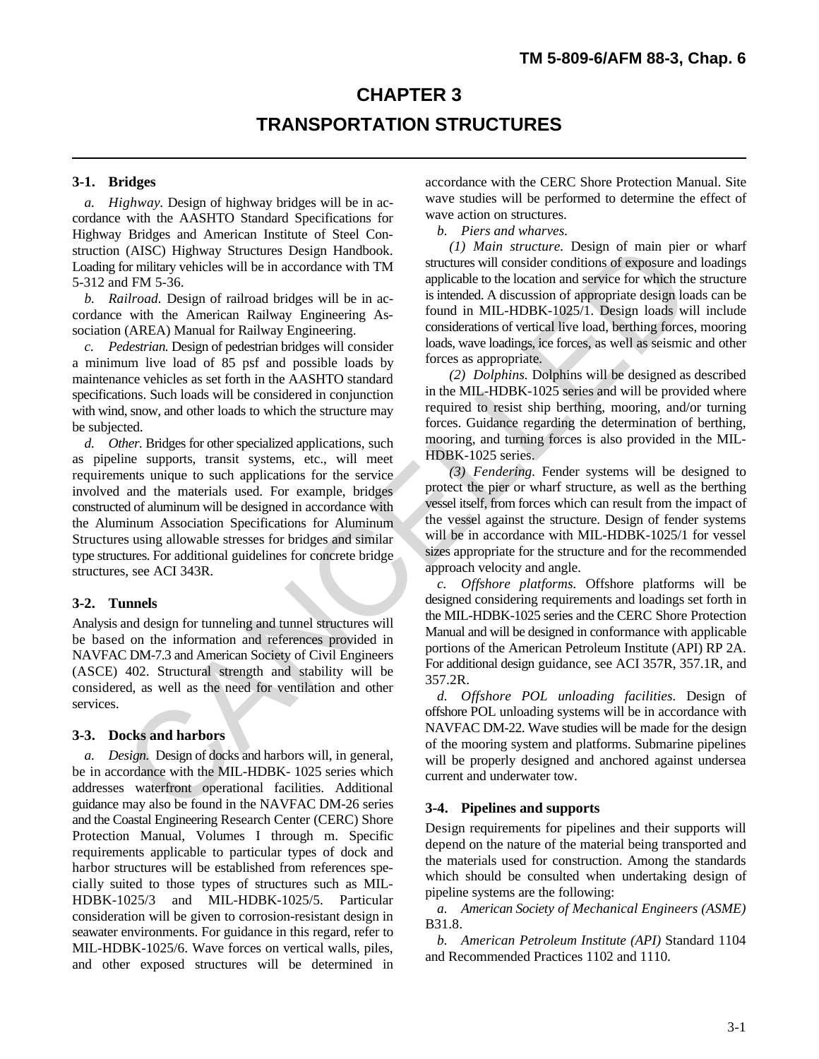# CHAPTER 3

# TRANSPORTATION STRUCTURES

### 3-1. Bridges

*a. Highway.* Design of highway bridges will be in accordance with the AASHTO Standard Specifications for Highway Bridges and American Institute of Steel Construction (AISC) Highway Structures Design Handbook. Loading for military vehicles will be in accordance with TM 5-312 and FM 5-36.

*b. Railroad.* Design of railroad bridges will be in accordance with the American Railway Engineering Association (AREA) Manual for Railway Engineering.

*c. Pedestrian.* Design of pedestrian bridges will consider a minimum live load of 85 psf and possible loads by maintenance vehicles as set forth in the AASHTO standard specifications. Such loads will be considered in conjunction with wind, snow, and other loads to which the structure may be subjected.

*d. Other.* Bridges for other specialized applications, such as pipeline supports, transit systems, etc., will meet requirements unique to such applications for the service involved and the materials used. For example, bridges constructed of aluminum will be designed in accordance with the Aluminum Association Specifications for Aluminum Structures using allowable stresses for bridges and similar type structures. For additional guidelines for concrete bridge structures, see ACI 343R.

### 3-2. Tunnels

Analysis and design for tunneling and tunnel structures will be based on the information and references provided in NAVFAC DM-7.3 and American Society of Civil Engineers (ASCE) 402. Structural strength and stability will be considered, as well as the need for ventilation and other services.

### 3-3. Docks and harbors

*a. Design.* Design of docks and harbors will, in general, be in accordance with the MIL-HDBK- 1025 series which addresses waterfront operational facilities. Additional guidance may also be found in the NAVFAC DM-26 series and the Coastal Engineering Research Center (CERC) Shore Protection Manual, Volumes I through m. Specific requirements applicable to particular types of dock and harbor structures will be established from references specially suited to those types of structures such as MIL-HDBK-1025/3 and MIL-HDBK-1025/5. Particular consideration will be given to corrosion-resistant design in seawater environments. For guidance in this regard, refer to MIL-HDBK-1025/6. Wave forces on vertical walls, piles, and other exposed structures will be determined in accordance with the CERC Shore Protection Manual. Site wave studies will be performed to determine the effect of wave action on structures.

*b. Piers and wharves.*

*(1) Main structure.* Design of main pier or wharf structures will consider conditions of exposure and loadings applicable to the location and service for which the structure is intended. A discussion of appropriate design loads can be found in MIL-HDBK-1025/1. Design loads will include considerations of vertical live load, berthing forces, mooring loads, wave loadings, ice forces, as well as seismic and other forces as appropriate.

*(2) Dolphins.* Dolphins will be designed as described in the MIL-HDBK-1025 series and will be provided where required to resist ship berthing, mooring, and/or turning forces. Guidance regarding the determination of berthing, mooring, and turning forces is also provided in the MIL-HDBK-1025 series.

*(3) Fendering.* Fender systems will be designed to protect the pier or wharf structure, as well as the berthing vessel itself, from forces which can result from the impact of the vessel against the structure. Design of fender systems will be in accordance with MIL-HDBK-1025/1 for vessel sizes appropriate for the structure and for the recommended approach velocity and angle.

*c. Offshore platforms.* Offshore platforms will be designed considering requirements and loadings set forth in the MIL-HDBK-1025 series and the CERC Shore Protection Manual and will be designed in conformance with applicable portions of the American Petroleum Institute (API) RP 2A. For additional design guidance, see ACI 357R, 357.1R, and 357.2R.

*d. Offshore POL unloading facilities.* Design of offshore POL unloading systems will be in accordance with NAVFAC DM-22. Wave studies will be made for the design of the mooring system and platforms. Submarine pipelines will be properly designed and anchored against undersea current and underwater tow.

### 3-4. Pipelines and supports

Design requirements for pipelines and their supports will depend on the nature of the material being transported and the materials used for construction. Among the standards which should be consulted when undertaking design of pipeline systems are the following:

*a. American Society of Mechanical Engineers (ASME)* B31.8.

*b. American Petroleum Institute (API)* Standard 1104 and Recommended Practices 1102 and 1110.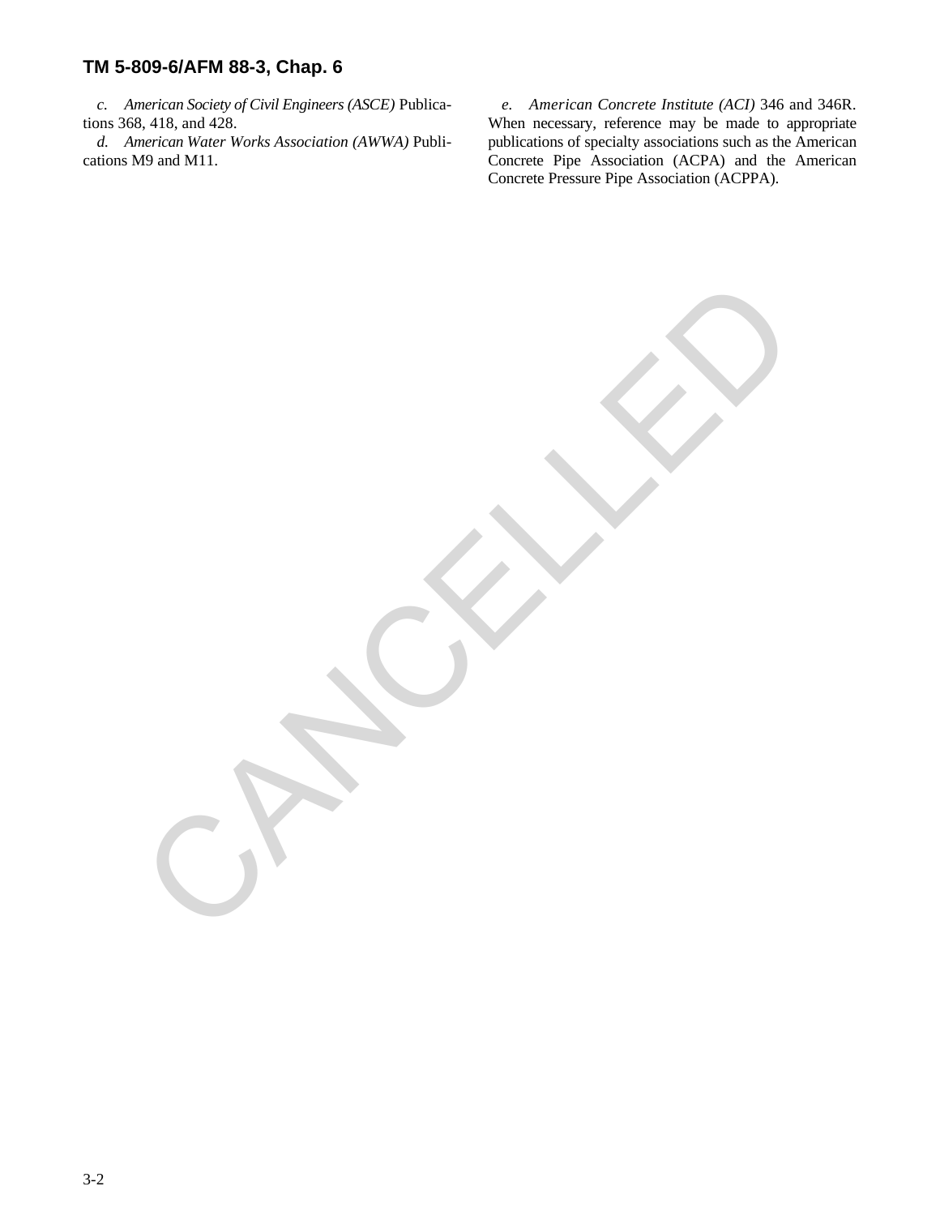*c. American Society of Civil Engineers (ASCE)* Publications 368, 418, and 428.

*d. American Water Works Association (AWWA)* Publications M9 and M11.

*e. American Concrete Institute (ACI)* 346 and 346R. When necessary, reference may be made to appropriate publications of specialty associations such as the American Concrete Pipe Association (ACPA) and the American Concrete Pressure Pipe Association (ACPPA).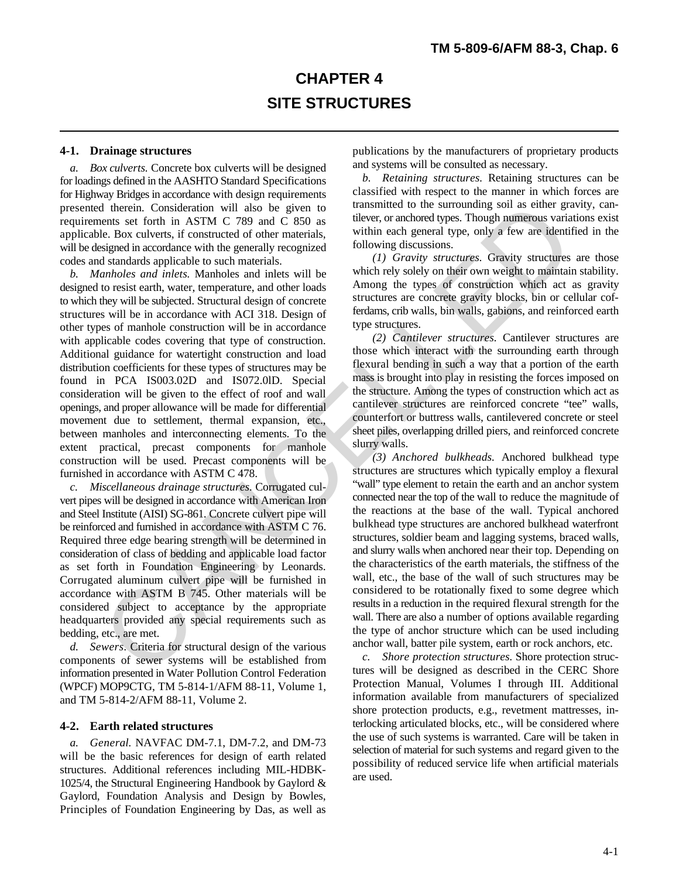# CHAPTER 4
# SITE STRUCTURES

## 4-1. Drainage structures

*a. Box culverts.* Concrete box culverts will be designed for loadings defined in the AASHTO Standard Specifications for Highway Bridges in accordance with design requirements presented therein. Consideration will also be given to requirements set forth in ASTM C 789 and C 850 as applicable. Box culverts, if constructed of other materials, will be designed in accordance with the generally recognized codes and standards applicable to such materials.

*b. Manholes and inlets.* Manholes and inlets will be designed to resist earth, water, temperature, and other loads to which they will be subjected. Structural design of concrete structures will be in accordance with ACI 318. Design of other types of manhole construction will be in accordance with applicable codes covering that type of construction. Additional guidance for watertight construction and load distribution coefficients for these types of structures may be found in PCA IS003.02D and IS072.0lD. Special consideration will be given to the effect of roof and wall openings, and proper allowance will be made for differential movement due to settlement, thermal expansion, etc., between manholes and interconnecting elements. To the extent practical, precast components for manhole construction will be used. Precast components will be furnished in accordance with ASTM C 478.

*c. Miscellaneous drainage structures.* Corrugated culvert pipes will be designed in accordance with American Iron and Steel Institute (AISI) SG-861. Concrete culvert pipe will be reinforced and furnished in accordance with ASTM C 76. Required three edge bearing strength will be determined in consideration of class of bedding and applicable load factor as set forth in Foundation Engineering by Leonards. Corrugated aluminum culvert pipe will be furnished in accordance with ASTM B 745. Other materials will be considered subject to acceptance by the appropriate headquarters provided any special requirements such as bedding, etc., are met.

*d. Sewers.* Criteria for structural design of the various components of sewer systems will be established from information presented in Water Pollution Control Federation (WPCF) MOP9CTG, TM 5-814-1/AFM 88-11, Volume 1, and TM 5-814-2/AFM 88-11, Volume 2.

## 4-2. Earth related structures

*a. General.* NAVFAC DM-7.1, DM-7.2, and DM-73 will be the basic references for design of earth related structures. Additional references including MIL-HDBK-1025/4, the Structural Engineering Handbook by Gaylord & Gaylord, Foundation Analysis and Design by Bowles, Principles of Foundation Engineering by Das, as well as publications by the manufacturers of proprietary products and systems will be consulted as necessary.

*b. Retaining structures.* Retaining structures can be classified with respect to the manner in which forces are transmitted to the surrounding soil as either gravity, cantilever, or anchored types. Though numerous variations exist within each general type, only a few are identified in the following discussions.

*(1) Gravity structures.* Gravity structures are those which rely solely on their own weight to maintain stability. Among the types of construction which act as gravity structures are concrete gravity blocks, bin or cellular cofferdams, crib walls, bin walls, gabions, and reinforced earth type structures.

*(2) Cantilever structures.* Cantilever structures are those which interact with the surrounding earth through flexural bending in such a way that a portion of the earth mass is brought into play in resisting the forces imposed on the structure. Among the types of construction which act as cantilever structures are reinforced concrete "tee" walls, counterfort or buttress walls, cantilevered concrete or steel sheet piles, overlapping drilled piers, and reinforced concrete slurry walls.

*(3) Anchored bulkheads.* Anchored bulkhead type structures are structures which typically employ a flexural "wall" type element to retain the earth and an anchor system connected near the top of the wall to reduce the magnitude of the reactions at the base of the wall. Typical anchored bulkhead type structures are anchored bulkhead waterfront structures, soldier beam and lagging systems, braced walls, and slurry walls when anchored near their top. Depending on the characteristics of the earth materials, the stiffness of the wall, etc., the base of the wall of such structures may be considered to be rotationally fixed to some degree which results in a reduction in the required flexural strength for the wall. There are also a number of options available regarding the type of anchor structure which can be used including anchor wall, batter pile system, earth or rock anchors, etc.

*c. Shore protection structures.* Shore protection structures will be designed as described in the CERC Shore Protection Manual, Volumes I through III. Additional information available from manufacturers of specialized shore protection products, e.g., revetment mattresses, interlocking articulated blocks, etc., will be considered where the use of such systems is warranted. Care will be taken in selection of material for such systems and regard given to the possibility of reduced service life when artificial materials are used.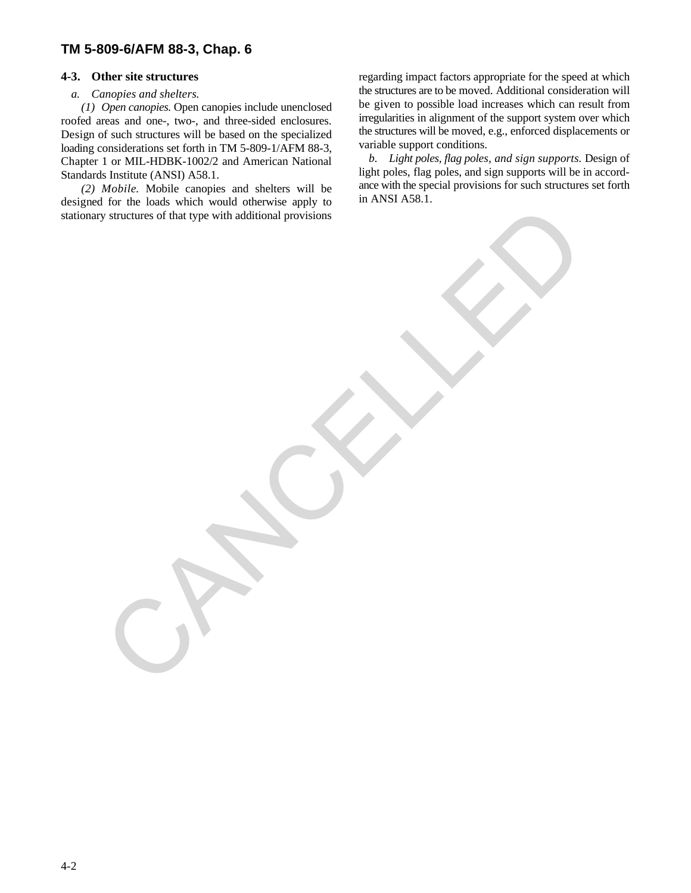### 4-3. Other site structures

*a. Canopies and shelters.*

*(1) Open canopies.* Open canopies include unenclosed roofed areas and one-, two-, and three-sided enclosures. Design of such structures will be based on the specialized loading considerations set forth in TM 5-809-1/AFM 88-3, Chapter 1 or MIL-HDBK-1002/2 and American National Standards Institute (ANSI) A58.1.

*(2) Mobile.* Mobile canopies and shelters will be designed for the loads which would otherwise apply to stationary structures of that type with additional provisions regarding impact factors appropriate for the speed at which the structures are to be moved. Additional consideration will be given to possible load increases which can result from irregularities in alignment of the support system over which the structures will be moved, e.g., enforced displacements or variable support conditions.

*b. Light poles, flag poles, and sign supports.* Design of light poles, flag poles, and sign supports will be in accordance with the special provisions for such structures set forth in ANSI A58.1.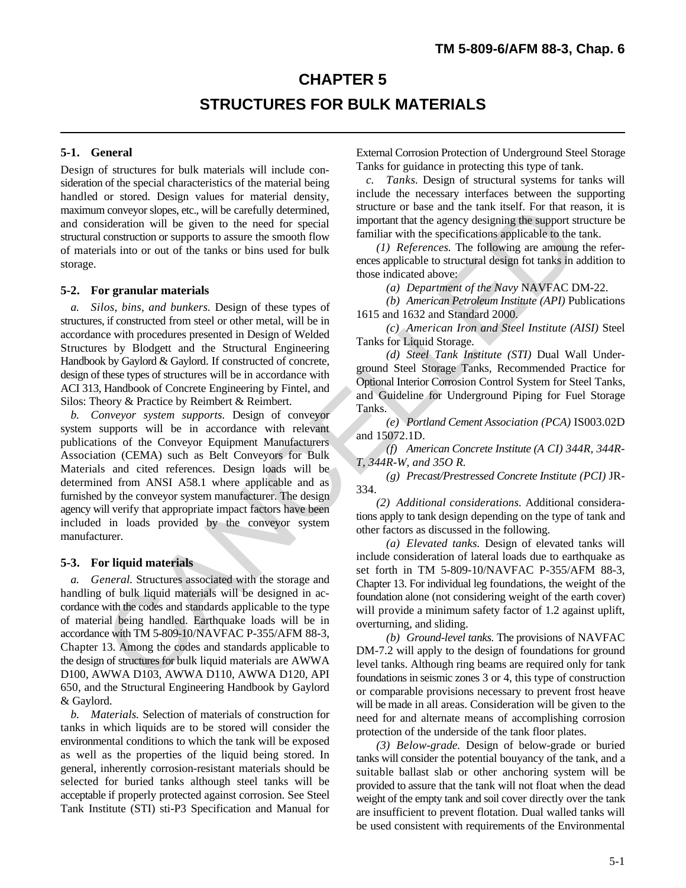# CHAPTER 5

# STRUCTURES FOR BULK MATERIALS

## 5-1. General

Design of structures for bulk materials will include consideration of the special characteristics of the material being handled or stored. Design values for material density, maximum conveyor slopes, etc., will be carefully determined, and consideration will be given to the need for special structural construction or supports to assure the smooth flow of materials into or out of the tanks or bins used for bulk storage.

## 5-2. For granular materials

*a. Silos, bins, and bunkers.* Design of these types of structures, if constructed from steel or other metal, will be in accordance with procedures presented in Design of Welded Structures by Blodgett and the Structural Engineering Handbook by Gaylord & Gaylord. If constructed of concrete, design of these types of structures will be in accordance with ACI 313, Handbook of Concrete Engineering by Fintel, and Silos: Theory & Practice by Reimbert & Reimbert.

*b. Conveyor system supports.* Design of conveyor system supports will be in accordance with relevant publications of the Conveyor Equipment Manufacturers Association (CEMA) such as Belt Conveyors for Bulk Materials and cited references. Design loads will be determined from ANSI A58.1 where applicable and as furnished by the conveyor system manufacturer. The design agency will verify that appropriate impact factors have been included in loads provided by the conveyor system manufacturer.

## 5-3. For liquid materials

*a. General.* Structures associated with the storage and handling of bulk liquid materials will be designed in accordance with the codes and standards applicable to the type of material being handled. Earthquake loads will be in accordance with TM 5-809-10/NAVFAC P-355/AFM 88-3, Chapter 13. Among the codes and standards applicable to the design of structures for bulk liquid materials are AWWA D100, AWWA D103, AWWA D110, AWWA D120, API 650, and the Structural Engineering Handbook by Gaylord & Gaylord.

*b. Materials.* Selection of materials of construction for tanks in which liquids are to be stored will consider the environmental conditions to which the tank will be exposed as well as the properties of the liquid being stored. In general, inherently corrosion-resistant materials should be selected for buried tanks although steel tanks will be acceptable if properly protected against corrosion. See Steel Tank Institute (STI) sti-P3 Specification and Manual for External Corrosion Protection of Underground Steel Storage Tanks for guidance in protecting this type of tank.

*c. Tanks.* Design of structural systems for tanks will include the necessary interfaces between the supporting structure or base and the tank itself. For that reason, it is important that the agency designing the support structure be familiar with the specifications applicable to the tank.

*(1) References.* The following are amoung the references applicable to structural design fot tanks in addition to those indicated above:

*(a) Department of the Navy* NAVFAC DM-22.

*(b) American Petroleum Institute (API)* Publications 1615 and 1632 and Standard 2000.

*(c) American Iron and Steel Institute (AISI)* Steel Tanks for Liquid Storage.

*(d) Steel Tank Institute (STI)* Dual Wall Underground Steel Storage Tanks, Recommended Practice for Optional Interior Corrosion Control System for Steel Tanks, and Guideline for Underground Piping for Fuel Storage Tanks.

*(e) Portland Cement Association (PCA)* IS003.02D and 15072.1D.

*(f) American Concrete Institute (A CI) 344R, 344R-T, 344R-W, and 35O R.*

*(g) Precast/Prestressed Concrete Institute (PCI)* JR-334.

*(2) Additional considerations.* Additional considerations apply to tank design depending on the type of tank and other factors as discussed in the following.

*(a) Elevated tanks.* Design of elevated tanks will include consideration of lateral loads due to earthquake as set forth in TM 5-809-10/NAVFAC P-355/AFM 88-3, Chapter 13. For individual leg foundations, the weight of the foundation alone (not considering weight of the earth cover) will provide a minimum safety factor of 1.2 against uplift, overturning, and sliding.

*(b) Ground-level tanks.* The provisions of NAVFAC DM-7.2 will apply to the design of foundations for ground level tanks. Although ring beams are required only for tank foundations in seismic zones 3 or 4, this type of construction or comparable provisions necessary to prevent frost heave will be made in all areas. Consideration will be given to the need for and alternate means of accomplishing corrosion protection of the underside of the tank floor plates.

*(3) Below-grade.* Design of below-grade or buried tanks will consider the potential bouyancy of the tank, and a suitable ballast slab or other anchoring system will be provided to assure that the tank will not float when the dead weight of the empty tank and soil cover directly over the tank are insufficient to prevent flotation. Dual walled tanks will be used consistent with requirements of the Environmental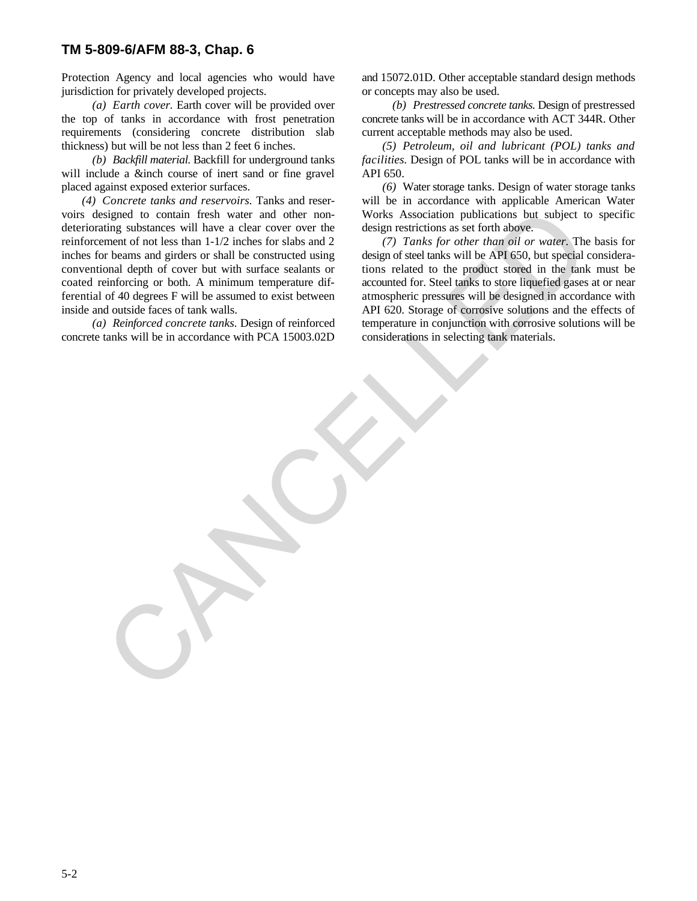Protection Agency and local agencies who would have jurisdiction for privately developed projects.

*(a) Earth cover.* Earth cover will be provided over the top of tanks in accordance with frost penetration requirements (considering concrete distribution slab thickness) but will be not less than 2 feet 6 inches.

*(b) Backfill material.* Backfill for underground tanks will include a &inch course of inert sand or fine gravel placed against exposed exterior surfaces.

*(4) Concrete tanks and reservoirs.* Tanks and reservoirs designed to contain fresh water and other non-deteriorating substances will have a clear cover over the reinforcement of not less than 1-1/2 inches for slabs and 2 inches for beams and girders or shall be constructed using conventional depth of cover but with surface sealants or coated reinforcing or both. A minimum temperature differential of 40 degrees F will be assumed to exist between inside and outside faces of tank walls.

*(a) Reinforced concrete tanks.* Design of reinforced concrete tanks will be in accordance with PCA 15003.02D and 15072.01D. Other acceptable standard design methods or concepts may also be used.

*(b) Prestressed concrete tanks.* Design of prestressed concrete tanks will be in accordance with ACT 344R. Other current acceptable methods may also be used.

*(5) Petroleum, oil and lubricant (POL) tanks and facilities.* Design of POL tanks will be in accordance with API 650.

*(6)* Water storage tanks. Design of water storage tanks will be in accordance with applicable American Water Works Association publications but subject to specific design restrictions as set forth above.

*(7) Tanks for other than oil or water.* The basis for design of steel tanks will be API 650, but special considerations related to the product stored in the tank must be accounted for. Steel tanks to store liquefied gases at or near atmospheric pressures will be designed in accordance with API 620. Storage of corrosive solutions and the effects of temperature in conjunction with corrosive solutions will be considerations in selecting tank materials.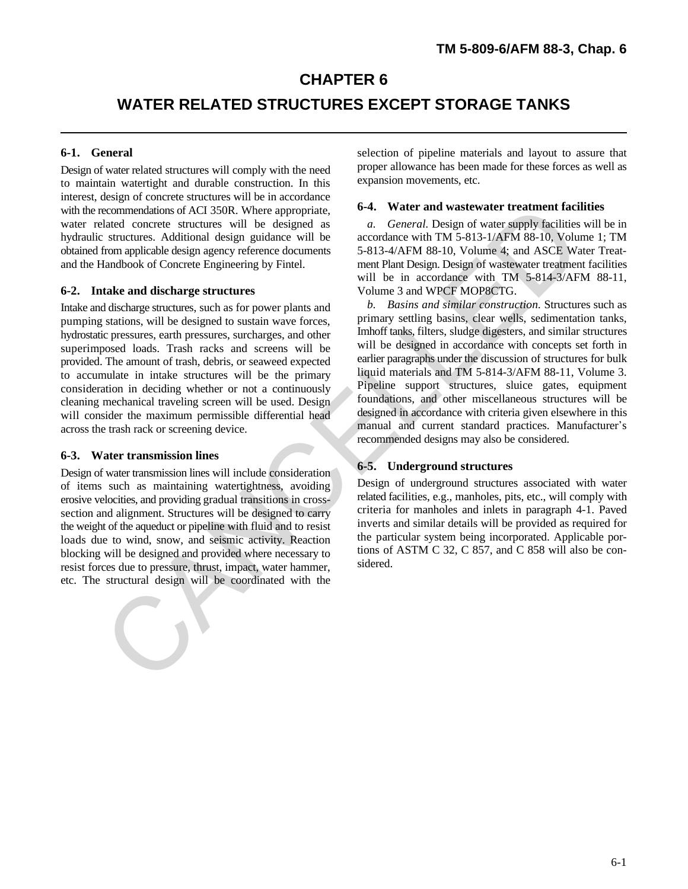# CHAPTER 6

# WATER RELATED STRUCTURES EXCEPT STORAGE TANKS

## 6-1. General

Design of water related structures will comply with the need to maintain watertight and durable construction. In this interest, design of concrete structures will be in accordance with the recommendations of ACI 350R. Where appropriate, water related concrete structures will be designed as hydraulic structures. Additional design guidance will be obtained from applicable design agency reference documents and the Handbook of Concrete Engineering by Fintel.

## 6-2. Intake and discharge structures

Intake and discharge structures, such as for power plants and pumping stations, will be designed to sustain wave forces, hydrostatic pressures, earth pressures, surcharges, and other superimposed loads. Trash racks and screens will be provided. The amount of trash, debris, or seaweed expected to accumulate in intake structures will be the primary consideration in deciding whether or not a continuously cleaning mechanical traveling screen will be used. Design will consider the maximum permissible differential head across the trash rack or screening device.

## 6-3. Water transmission lines

Design of water transmission lines will include consideration of items such as maintaining watertightness, avoiding erosive velocities, and providing gradual transitions in cross-section and alignment. Structures will be designed to carry the weight of the aqueduct or pipeline with fluid and to resist loads due to wind, snow, and seismic activity. Reaction blocking will be designed and provided where necessary to resist forces due to pressure, thrust, impact, water hammer, etc. The structural design will be coordinated with the selection of pipeline materials and layout to assure that proper allowance has been made for these forces as well as expansion movements, etc.

## 6-4. Water and wastewater treatment facilities

*a. General.* Design of water supply facilities will be in accordance with TM 5-813-1/AFM 88-10, Volume 1; TM 5-813-4/AFM 88-10, Volume 4; and ASCE Water Treatment Plant Design. Design of wastewater treatment facilities will be in accordance with TM 5-814-3/AFM 88-11, Volume 3 and WPCF MOP8CTG.

*b. Basins and similar construction.* Structures such as primary settling basins, clear wells, sedimentation tanks, Imhoff tanks, filters, sludge digesters, and similar structures will be designed in accordance with concepts set forth in earlier paragraphs under the discussion of structures for bulk liquid materials and TM 5-814-3/AFM 88-11, Volume 3. Pipeline support structures, sluice gates, equipment foundations, and other miscellaneous structures will be designed in accordance with criteria given elsewhere in this manual and current standard practices. Manufacturer's recommended designs may also be considered.

## 6-5. Underground structures

Design of underground structures associated with water related facilities, e.g., manholes, pits, etc., will comply with criteria for manholes and inlets in paragraph 4-1. Paved inverts and similar details will be provided as required for the particular system being incorporated. Applicable portions of ASTM C 32, C 857, and C 858 will also be considered.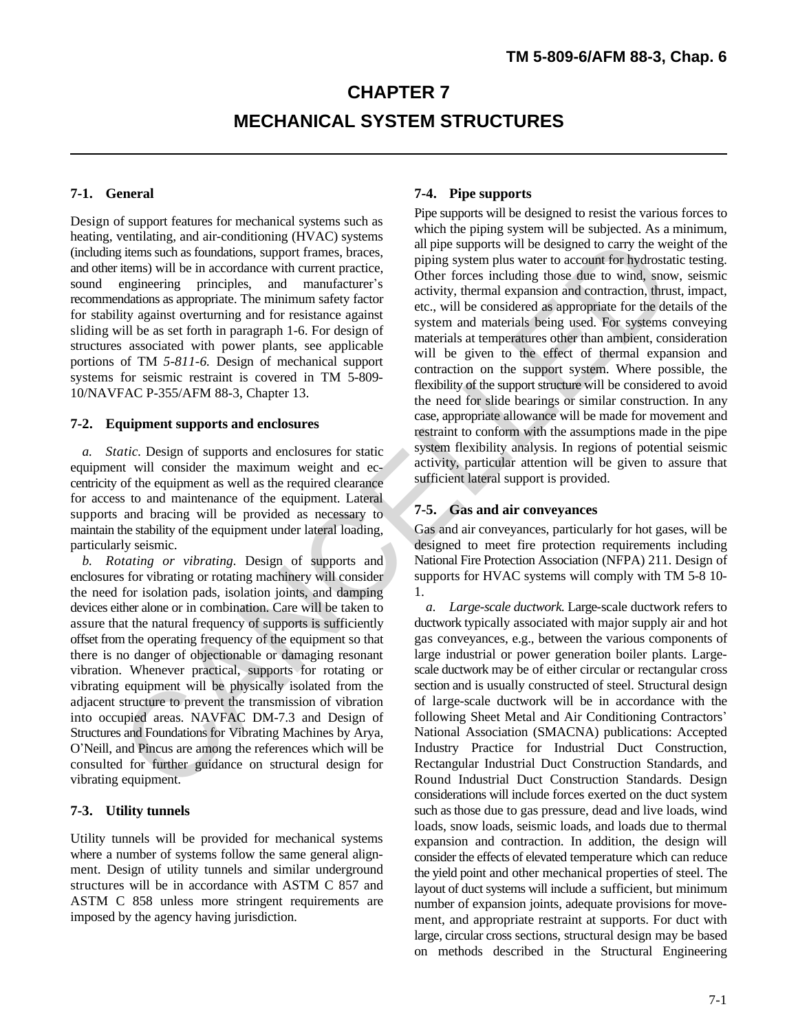# CHAPTER 7

# MECHANICAL SYSTEM STRUCTURES

### 7-1. General

Design of support features for mechanical systems such as heating, ventilating, and air-conditioning (HVAC) systems (including items such as foundations, support frames, braces, and other items) will be in accordance with current practice, sound engineering principles, and manufacturer's recommendations as appropriate. The minimum safety factor for stability against overturning and for resistance against sliding will be as set forth in paragraph 1-6. For design of structures associated with power plants, see applicable portions of TM *5-811-6.* Design of mechanical support systems for seismic restraint is covered in TM 5-809-10/NAVFAC P-355/AFM 88-3, Chapter 13.

### 7-2. Equipment supports and enclosures

*a. Static.* Design of supports and enclosures for static equipment will consider the maximum weight and eccentricity of the equipment as well as the required clearance for access to and maintenance of the equipment. Lateral supports and bracing will be provided as necessary to maintain the stability of the equipment under lateral loading, particularly seismic.

*b. Rotating or vibrating.* Design of supports and enclosures for vibrating or rotating machinery will consider the need for isolation pads, isolation joints, and damping devices either alone or in combination. Care will be taken to assure that the natural frequency of supports is sufficiently offset from the operating frequency of the equipment so that there is no danger of objectionable or damaging resonant vibration. Whenever practical, supports for rotating or vibrating equipment will be physically isolated from the adjacent structure to prevent the transmission of vibration into occupied areas. NAVFAC DM-7.3 and Design of Structures and Foundations for Vibrating Machines by Arya, O'Neill, and Pincus are among the references which will be consulted for further guidance on structural design for vibrating equipment.

### 7-3. Utility tunnels

Utility tunnels will be provided for mechanical systems where a number of systems follow the same general alignment. Design of utility tunnels and similar underground structures will be in accordance with ASTM C 857 and ASTM C 858 unless more stringent requirements are imposed by the agency having jurisdiction.

### 7-4. Pipe supports

Pipe supports will be designed to resist the various forces to which the piping system will be subjected. As a minimum, all pipe supports will be designed to carry the weight of the piping system plus water to account for hydrostatic testing. Other forces including those due to wind, snow, seismic activity, thermal expansion and contraction, thrust, impact, etc., will be considered as appropriate for the details of the system and materials being used. For systems conveying materials at temperatures other than ambient, consideration will be given to the effect of thermal expansion and contraction on the support system. Where possible, the flexibility of the support structure will be considered to avoid the need for slide bearings or similar construction. In any case, appropriate allowance will be made for movement and restraint to conform with the assumptions made in the pipe system flexibility analysis. In regions of potential seismic activity, particular attention will be given to assure that sufficient lateral support is provided.

### 7-5. Gas and air conveyances

Gas and air conveyances, particularly for hot gases, will be designed to meet fire protection requirements including National Fire Protection Association (NFPA) 211. Design of supports for HVAC systems will comply with TM 5-8 10-1.

*a. Large-scale ductwork.* Large-scale ductwork refers to ductwork typically associated with major supply air and hot gas conveyances, e.g., between the various components of large industrial or power generation boiler plants. Large-scale ductwork may be of either circular or rectangular cross section and is usually constructed of steel. Structural design of large-scale ductwork will be in accordance with the following Sheet Metal and Air Conditioning Contractors' National Association (SMACNA) publications: Accepted Industry Practice for Industrial Duct Construction, Rectangular Industrial Duct Construction Standards, and Round Industrial Duct Construction Standards. Design considerations will include forces exerted on the duct system such as those due to gas pressure, dead and live loads, wind loads, snow loads, seismic loads, and loads due to thermal expansion and contraction. In addition, the design will consider the effects of elevated temperature which can reduce the yield point and other mechanical properties of steel. The layout of duct systems will include a sufficient, but minimum number of expansion joints, adequate provisions for movement, and appropriate restraint at supports. For duct with large, circular cross sections, structural design may be based on methods described in the Structural Engineering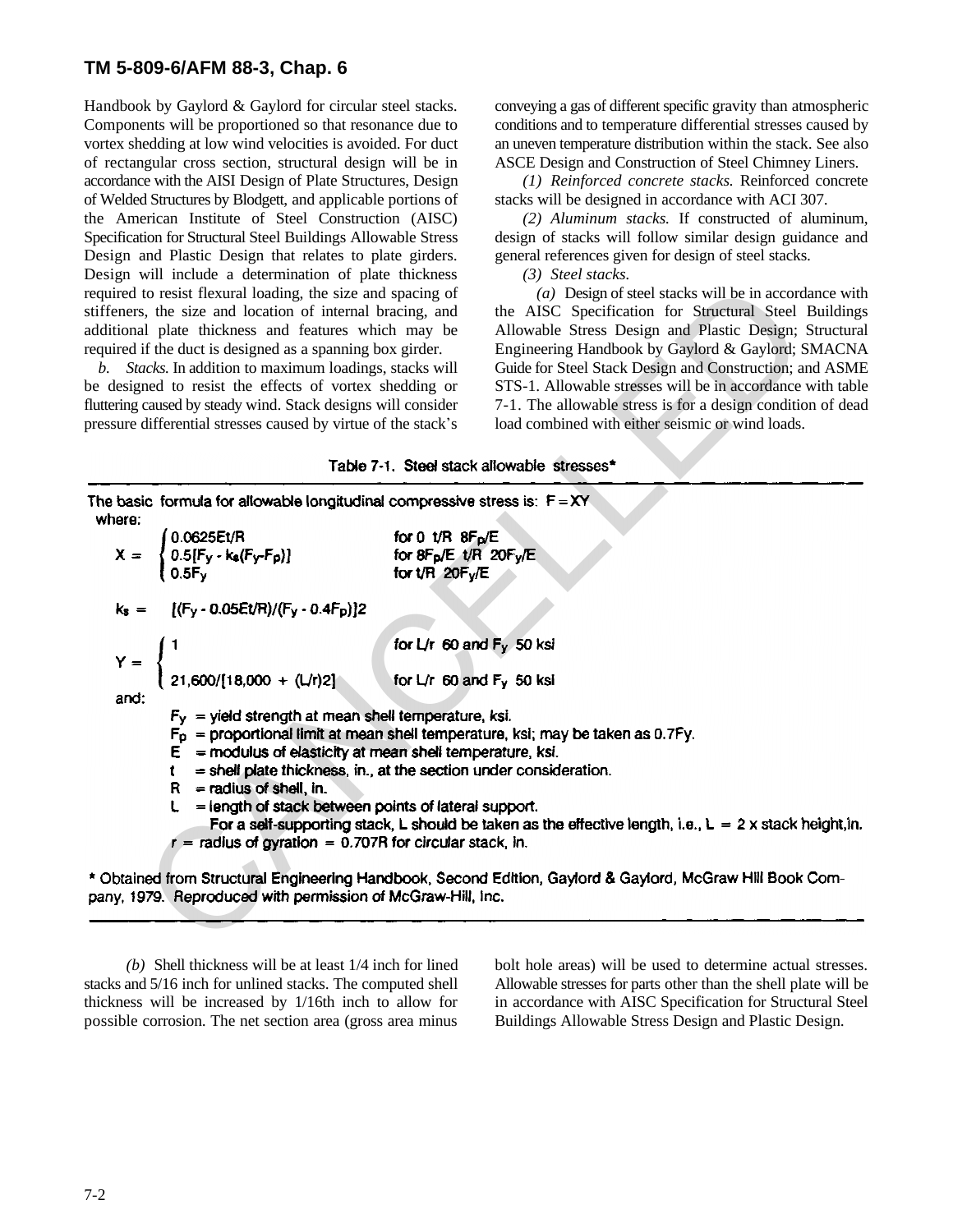Handbook by Gaylord & Gaylord for circular steel stacks. Components will be proportioned so that resonance due to vortex shedding at low wind velocities is avoided. For duct of rectangular cross section, structural design will be in accordance with the AISI Design of Plate Structures, Design of Welded Structures by Blodgett, and applicable portions of the American Institute of Steel Construction (AISC) Specification for Structural Steel Buildings Allowable Stress Design and Plastic Design that relates to plate girders. Design will include a determination of plate thickness required to resist flexural loading, the size and spacing of stiffeners, the size and location of internal bracing, and additional plate thickness and features which may be required if the duct is designed as a spanning box girder.

*b. Stacks.* In addition to maximum loadings, stacks will be designed to resist the effects of vortex shedding or fluttering caused by steady wind. Stack designs will consider pressure differential stresses caused by virtue of the stack's conveying a gas of different specific gravity than atmospheric conditions and to temperature differential stresses caused by an uneven temperature distribution within the stack. See also ASCE Design and Construction of Steel Chimney Liners.

*(1) Reinforced concrete stacks.* Reinforced concrete stacks will be designed in accordance with ACI 307.

*(2) Aluminum stacks.* If constructed of aluminum, design of stacks will follow similar design guidance and general references given for design of steel stacks.

*(3) Steel stacks.*

*(a)* Design of steel stacks will be in accordance with the AISC Specification for Structural Steel Buildings Allowable Stress Design and Plastic Design; Structural Engineering Handbook by Gaylord & Gaylord; SMACNA Guide for Steel Stack Design and Construction; and ASME STS-1. Allowable stresses will be in accordance with table 7-1. The allowable stress is for a design condition of dead load combined with either seismic or wind loads.

**Table 7-1. Steel stack allowable stresses\***

The basic formula for allowable longitudinal compressive stress is: $F = XY$

where:

$$X = \begin{cases} 0.0625Et/R & \text{for } 0 \; t/R \; 8F_p/E \\ 0.5[F_y - k_s(F_y - F_p)] & \text{for } 8F_p/E \; t/R \; 20F_y/E \\ 0.5F_y & \text{for } t/R \; 20F_y/E \end{cases}$$

$$k_s = [(F_y - 0.05Et/R)/(F_y - 0.4F_p)]2$$

$$Y = \begin{cases} 1 & \text{for } L/r \; 60 \text{ and } F_y \; 50 \text{ ksi} \\ 21{,}600/[18{,}000 + (L/r)2] & \text{for } L/r \; 60 \text{ and } F_y \; 50 \text{ ksi} \end{cases}$$

and:

- $F_y$ = yield strength at mean shell temperature, ksi.
- $F_p$ = proportional limit at mean shell temperature, ksi; may be taken as $0.7F_y$.
- $E$ = modulus of elasticity at mean shell temperature, ksi.
- $t$ = shell plate thickness, in., at the section under consideration.
- $R$ = radius of shell, in.
- $L$ = length of stack between points of lateral support. For a self-supporting stack, L should be taken as the effective length, i.e., $L = 2 \times$ stack height, in.
- $r$ = radius of gyration = $0.707R$ for circular stack, in.

\* Obtained from Structural Engineering Handbook, Second Edition, Gaylord & Gaylord, McGraw Hill Book Company, 1979. Reproduced with permission of McGraw-Hill, Inc.

*(b)* Shell thickness will be at least 1/4 inch for lined stacks and 5/16 inch for unlined stacks. The computed shell thickness will be increased by 1/16th inch to allow for possible corrosion. The net section area (gross area minus bolt hole areas) will be used to determine actual stresses. Allowable stresses for parts other than the shell plate will be in accordance with AISC Specification for Structural Steel Buildings Allowable Stress Design and Plastic Design.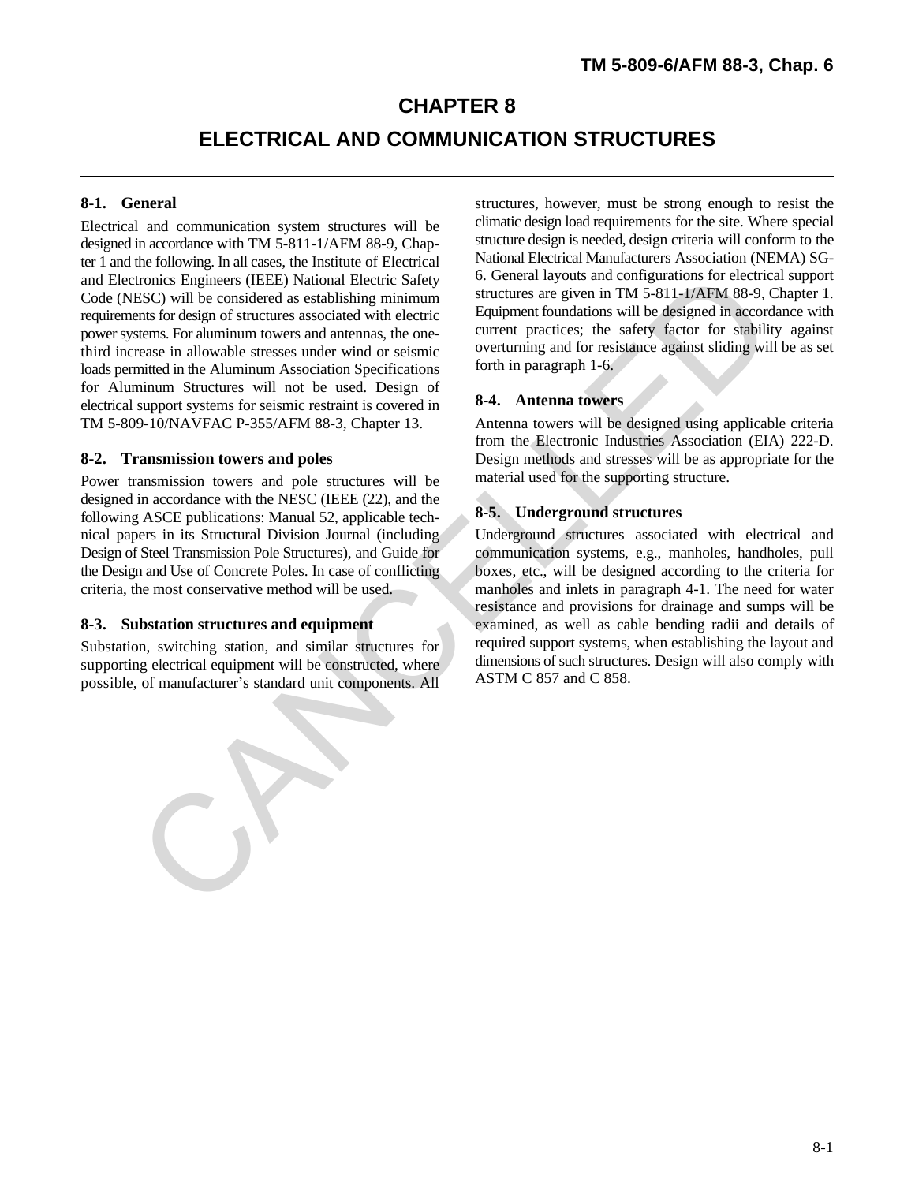# CHAPTER 8

# ELECTRICAL AND COMMUNICATION STRUCTURES

## 8-1. General

Electrical and communication system structures will be designed in accordance with TM 5-811-1/AFM 88-9, Chapter 1 and the following. In all cases, the Institute of Electrical and Electronics Engineers (IEEE) National Electric Safety Code (NESC) will be considered as establishing minimum requirements for design of structures associated with electric power systems. For aluminum towers and antennas, the one-third increase in allowable stresses under wind or seismic loads permitted in the Aluminum Association Specifications for Aluminum Structures will not be used. Design of electrical support systems for seismic restraint is covered in TM 5-809-10/NAVFAC P-355/AFM 88-3, Chapter 13.

## 8-2. Transmission towers and poles

Power transmission towers and pole structures will be designed in accordance with the NESC (IEEE (22), and the following ASCE publications: Manual 52, applicable technical papers in its Structural Division Journal (including Design of Steel Transmission Pole Structures), and Guide for the Design and Use of Concrete Poles. In case of conflicting criteria, the most conservative method will be used.

## 8-3. Substation structures and equipment

Substation, switching station, and similar structures for supporting electrical equipment will be constructed, where possible, of manufacturer's standard unit components. All structures, however, must be strong enough to resist the climatic design load requirements for the site. Where special structure design is needed, design criteria will conform to the National Electrical Manufacturers Association (NEMA) SG-6. General layouts and configurations for electrical support structures are given in TM 5-811-1/AFM 88-9, Chapter 1. Equipment foundations will be designed in accordance with current practices; the safety factor for stability against overturning and for resistance against sliding will be as set forth in paragraph 1-6.

## 8-4. Antenna towers

Antenna towers will be designed using applicable criteria from the Electronic Industries Association (EIA) 222-D. Design methods and stresses will be as appropriate for the material used for the supporting structure.

## 8-5. Underground structures

Underground structures associated with electrical and communication systems, e.g., manholes, handholes, pull boxes, etc., will be designed according to the criteria for manholes and inlets in paragraph 4-1. The need for water resistance and provisions for drainage and sumps will be examined, as well as cable bending radii and details of required support systems, when establishing the layout and dimensions of such structures. Design will also comply with ASTM C 857 and C 858.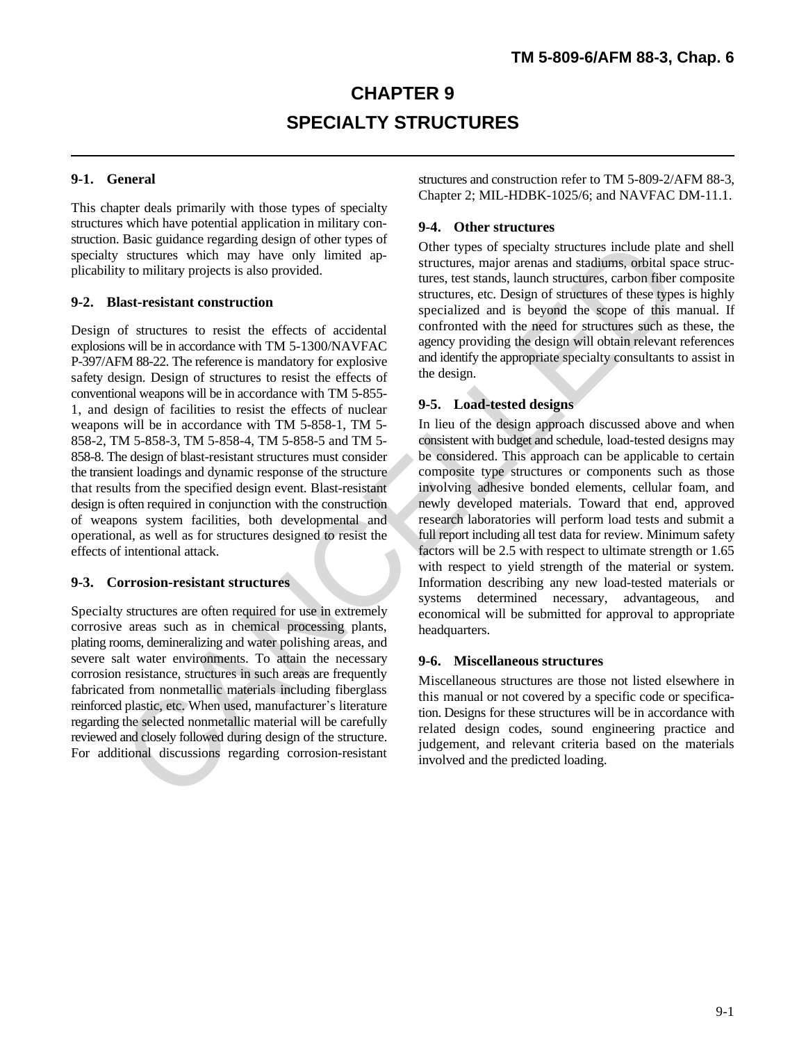# CHAPTER 9

# SPECIALTY STRUCTURES

### 9-1. General

This chapter deals primarily with those types of specialty structures which have potential application in military construction. Basic guidance regarding design of other types of specialty structures which may have only limited applicability to military projects is also provided.

### 9-2. Blast-resistant construction

Design of structures to resist the effects of accidental explosions will be in accordance with TM 5-1300/NAVFAC P-397/AFM 88-22. The reference is mandatory for explosive safety design. Design of structures to resist the effects of conventional weapons will be in accordance with TM 5-855-1, and design of facilities to resist the effects of nuclear weapons will be in accordance with TM 5-858-1, TM 5-858-2, TM 5-858-3, TM 5-858-4, TM 5-858-5 and TM 5-858-8. The design of blast-resistant structures must consider the transient loadings and dynamic response of the structure that results from the specified design event. Blast-resistant design is often required in conjunction with the construction of weapons system facilities, both developmental and operational, as well as for structures designed to resist the effects of intentional attack.

### 9-3. Corrosion-resistant structures

Specialty structures are often required for use in extremely corrosive areas such as in chemical processing plants, plating rooms, demineralizing and water polishing areas, and severe salt water environments. To attain the necessary corrosion resistance, structures in such areas are frequently fabricated from nonmetallic materials including fiberglass reinforced plastic, etc. When used, manufacturer's literature regarding the selected nonmetallic material will be carefully reviewed and closely followed during design of the structure. For additional discussions regarding corrosion-resistant structures and construction refer to TM 5-809-2/AFM 88-3, Chapter 2; MIL-HDBK-1025/6; and NAVFAC DM-11.1.

### 9-4. Other structures

Other types of specialty structures include plate and shell structures, major arenas and stadiums, orbital space structures, test stands, launch structures, carbon fiber composite structures, etc. Design of structures of these types is highly specialized and is beyond the scope of this manual. If confronted with the need for structures such as these, the agency providing the design will obtain relevant references and identify the appropriate specialty consultants to assist in the design.

### 9-5. Load-tested designs

In lieu of the design approach discussed above and when consistent with budget and schedule, load-tested designs may be considered. This approach can be applicable to certain composite type structures or components such as those involving adhesive bonded elements, cellular foam, and newly developed materials. Toward that end, approved research laboratories will perform load tests and submit a full report including all test data for review. Minimum safety factors will be 2.5 with respect to ultimate strength or 1.65 with respect to yield strength of the material or system. Information describing any new load-tested materials or systems determined necessary, advantageous, and economical will be submitted for approval to appropriate headquarters.

### 9-6. Miscellaneous structures

Miscellaneous structures are those not listed elsewhere in this manual or not covered by a specific code or specification. Designs for these structures will be in accordance with related design codes, sound engineering practice and judgement, and relevant criteria based on the materials involved and the predicted loading.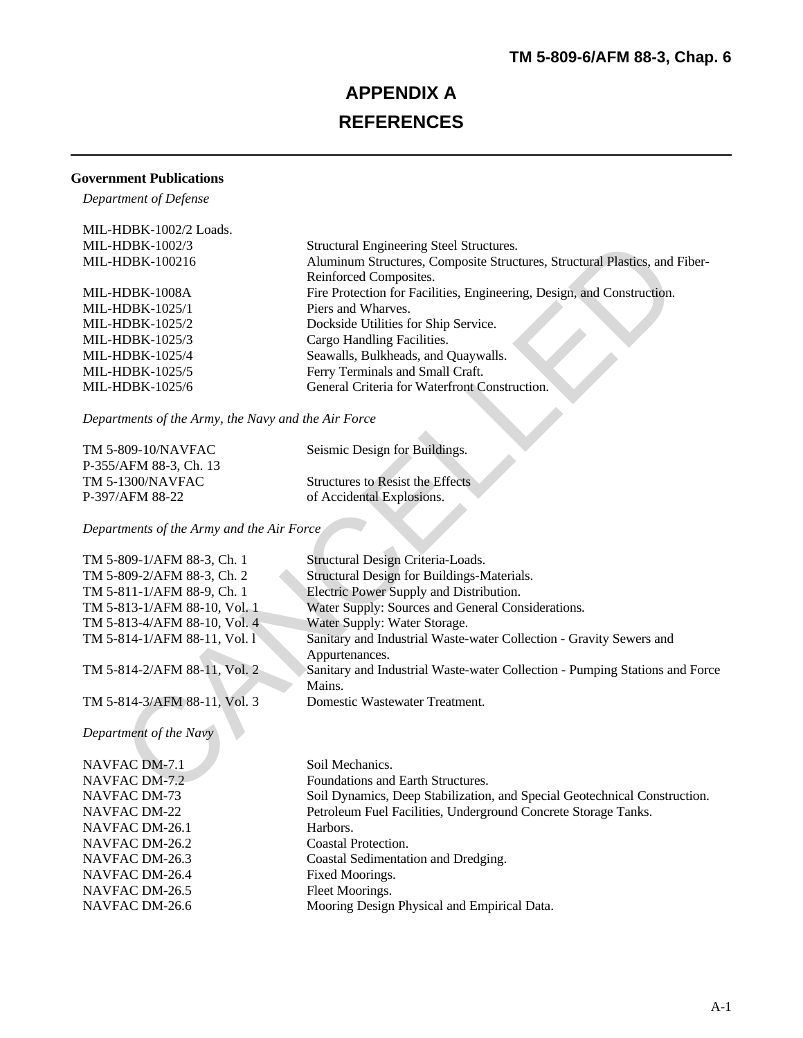# APPENDIX A
# REFERENCES

**Government Publications**

*Department of Defense*

| | |
|---|---|
| MIL-HDBK-1002/2 Loads. | |
| MIL-HDBK-1002/3 | Structural Engineering Steel Structures. |
| MIL-HDBK-100216 | Aluminum Structures, Composite Structures, Structural Plastics, and Fiber-Reinforced Composites. |
| MIL-HDBK-1008A | Fire Protection for Facilities, Engineering, Design, and Construction. |
| MIL-HDBK-1025/1 | Piers and Wharves. |
| MIL-HDBK-1025/2 | Dockside Utilities for Ship Service. |
| MIL-HDBK-1025/3 | Cargo Handling Facilities. |
| MIL-HDBK-1025/4 | Seawalls, Bulkheads, and Quaywalls. |
| MIL-HDBK-1025/5 | Ferry Terminals and Small Craft. |
| MIL-HDBK-1025/6 | General Criteria for Waterfront Construction. |

*Departments of the Army, the Navy and the Air Force*

| | |
|---|---|
| TM 5-809-10/NAVFAC P-355/AFM 88-3, Ch. 13 | Seismic Design for Buildings. |
| TM 5-1300/NAVFAC P-397/AFM 88-22 | Structures to Resist the Effects of Accidental Explosions. |

*Departments of the Army and the Air Force*

| | |
|---|---|
| TM 5-809-1/AFM 88-3, Ch. 1 | Structural Design Criteria-Loads. |
| TM 5-809-2/AFM 88-3, Ch. 2 | Structural Design for Buildings-Materials. |
| TM 5-811-1/AFM 88-9, Ch. 1 | Electric Power Supply and Distribution. |
| TM 5-813-1/AFM 88-10, Vol. 1 | Water Supply: Sources and General Considerations. |
| TM 5-813-4/AFM 88-10, Vol. 4 | Water Supply: Water Storage. |
| TM 5-814-1/AFM 88-11, Vol. l | Sanitary and Industrial Waste-water Collection - Gravity Sewers and Appurtenances. |
| TM 5-814-2/AFM 88-11, Vol. 2 | Sanitary and Industrial Waste-water Collection - Pumping Stations and Force Mains. |
| TM 5-814-3/AFM 88-11, Vol. 3 | Domestic Wastewater Treatment. |

*Department of the Navy*

| | |
|---|---|
| NAVFAC DM-7.1 | Soil Mechanics. |
| NAVFAC DM-7.2 | Foundations and Earth Structures. |
| NAVFAC DM-73 | Soil Dynamics, Deep Stabilization, and Special Geotechnical Construction. |
| NAVFAC DM-22 | Petroleum Fuel Facilities, Underground Concrete Storage Tanks. |
| NAVFAC DM-26.1 | Harbors. |
| NAVFAC DM-26.2 | Coastal Protection. |
| NAVFAC DM-26.3 | Coastal Sedimentation and Dredging. |
| NAVFAC DM-26.4 | Fixed Moorings. |
| NAVFAC DM-26.5 | Fleet Moorings. |
| NAVFAC DM-26.6 | Mooring Design Physical and Empirical Data. |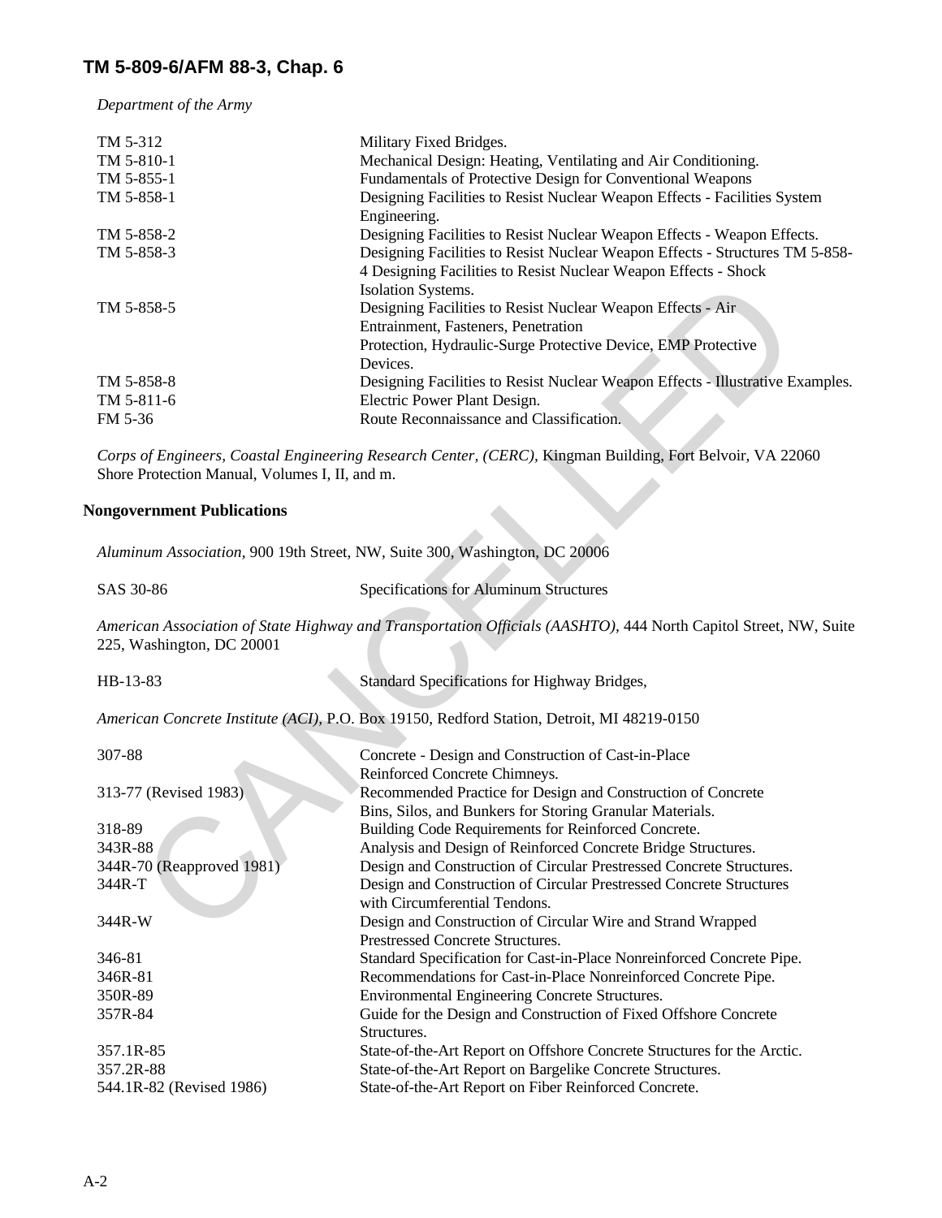*Department of the Army*

| | |
|---|---|
| TM 5-312 | Military Fixed Bridges. |
| TM 5-810-1 | Mechanical Design: Heating, Ventilating and Air Conditioning. |
| TM 5-855-1 | Fundamentals of Protective Design for Conventional Weapons |
| TM 5-858-1 | Designing Facilities to Resist Nuclear Weapon Effects - Facilities System Engineering. |
| TM 5-858-2 | Designing Facilities to Resist Nuclear Weapon Effects - Weapon Effects. |
| TM 5-858-3 | Designing Facilities to Resist Nuclear Weapon Effects - Structures TM 5-858-4 Designing Facilities to Resist Nuclear Weapon Effects - Shock Isolation Systems. |
| TM 5-858-5 | Designing Facilities to Resist Nuclear Weapon Effects - Air Entrainment, Fasteners, Penetration Protection, Hydraulic-Surge Protective Device, EMP Protective Devices. |
| TM 5-858-8 | Designing Facilities to Resist Nuclear Weapon Effects - Illustrative Examples. |
| TM 5-811-6 | Electric Power Plant Design. |
| FM 5-36 | Route Reconnaissance and Classification. |

*Corps of Engineers, Coastal Engineering Research Center, (CERC),* Kingman Building, Fort Belvoir, VA 22060
Shore Protection Manual, Volumes I, II, and m.

**Nongovernment Publications**

*Aluminum Association,* 900 19th Street, NW, Suite 300, Washington, DC 20006

| | |
|---|---|
| SAS 30-86 | Specifications for Aluminum Structures |

*American Association of State Highway and Transportation Officials (AASHTO),* 444 North Capitol Street, NW, Suite 225, Washington, DC 20001

| | |
|---|---|
| HB-13-83 | Standard Specifications for Highway Bridges, |

*American Concrete Institute (ACI),* P.O. Box 19150, Redford Station, Detroit, MI 48219-0150

| | |
|---|---|
| 307-88 | Concrete - Design and Construction of Cast-in-Place Reinforced Concrete Chimneys. |
| 313-77 (Revised 1983) | Recommended Practice for Design and Construction of Concrete Bins, Silos, and Bunkers for Storing Granular Materials. |
| 318-89 | Building Code Requirements for Reinforced Concrete. |
| 343R-88 | Analysis and Design of Reinforced Concrete Bridge Structures. |
| 344R-70 (Reapproved 1981) | Design and Construction of Circular Prestressed Concrete Structures. |
| 344R-T | Design and Construction of Circular Prestressed Concrete Structures with Circumferential Tendons. |
| 344R-W | Design and Construction of Circular Wire and Strand Wrapped Prestressed Concrete Structures. |
| 346-81 | Standard Specification for Cast-in-Place Nonreinforced Concrete Pipe. |
| 346R-81 | Recommendations for Cast-in-Place Nonreinforced Concrete Pipe. |
| 350R-89 | Environmental Engineering Concrete Structures. |
| 357R-84 | Guide for the Design and Construction of Fixed Offshore Concrete Structures. |
| 357.1R-85 | State-of-the-Art Report on Offshore Concrete Structures for the Arctic. |
| 357.2R-88 | State-of-the-Art Report on Bargelike Concrete Structures. |
| 544.1R-82 (Revised 1986) | State-of-the-Art Report on Fiber Reinforced Concrete. |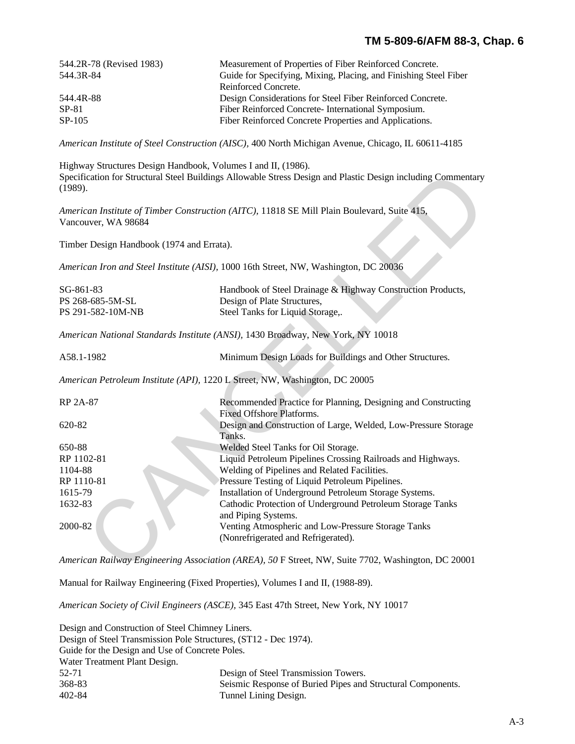| | |
|---|---|
| 544.2R-78 (Revised 1983) | Measurement of Properties of Fiber Reinforced Concrete. |
| 544.3R-84 | Guide for Specifying, Mixing, Placing, and Finishing Steel Fiber Reinforced Concrete. |
| 544.4R-88 | Design Considerations for Steel Fiber Reinforced Concrete. |
| SP-81 | Fiber Reinforced Concrete- International Symposium. |
| SP-105 | Fiber Reinforced Concrete Properties and Applications. |

*American Institute of Steel Construction (AISC),* 400 North Michigan Avenue, Chicago, IL 60611-4185

Highway Structures Design Handbook, Volumes I and II, (1986).
Specification for Structural Steel Buildings Allowable Stress Design and Plastic Design including Commentary (1989).

*American Institute of Timber Construction (AITC),* 11818 SE Mill Plain Boulevard, Suite 415, Vancouver, WA 98684

Timber Design Handbook (1974 and Errata).

*American Iron and Steel Institute (AISI),* 1000 16th Street, NW, Washington, DC 20036

| | |
|---|---|
| SG-861-83 | Handbook of Steel Drainage & Highway Construction Products, |
| PS 268-685-5M-SL | Design of Plate Structures, |
| PS 291-582-10M-NB | Steel Tanks for Liquid Storage,. |

*American National Standards Institute (ANSI),* 1430 Broadway, New York, NY 10018

| | |
|---|---|
| A58.1-1982 | Minimum Design Loads for Buildings and Other Structures. |

*American Petroleum Institute (API),* 1220 L Street, NW, Washington, DC 20005

| | |
|---|---|
| RP 2A-87 | Recommended Practice for Planning, Designing and Constructing Fixed Offshore Platforms. |
| 620-82 | Design and Construction of Large, Welded, Low-Pressure Storage Tanks. |
| 650-88 | Welded Steel Tanks for Oil Storage. |
| RP 1102-81 | Liquid Petroleum Pipelines Crossing Railroads and Highways. |
| 1104-88 | Welding of Pipelines and Related Facilities. |
| RP 1110-81 | Pressure Testing of Liquid Petroleum Pipelines. |
| 1615-79 | Installation of Underground Petroleum Storage Systems. |
| 1632-83 | Cathodic Protection of Underground Petroleum Storage Tanks and Piping Systems. |
| 2000-82 | Venting Atmospheric and Low-Pressure Storage Tanks (Nonrefrigerated and Refrigerated). |

*American Railway Engineering Association (AREA), 50* F Street, NW, Suite 7702, Washington, DC 20001

Manual for Railway Engineering (Fixed Properties), Volumes I and II, (1988-89).

*American Society of Civil Engineers (ASCE),* 345 East 47th Street, New York, NY 10017

Design and Construction of Steel Chimney Liners.
Design of Steel Transmission Pole Structures, (ST12 - Dec 1974).
Guide for the Design and Use of Concrete Poles.
Water Treatment Plant Design.

| | |
|---|---|
| 52-71 | Design of Steel Transmission Towers. |
| 368-83 | Seismic Response of Buried Pipes and Structural Components. |
| 402-84 | Tunnel Lining Design. |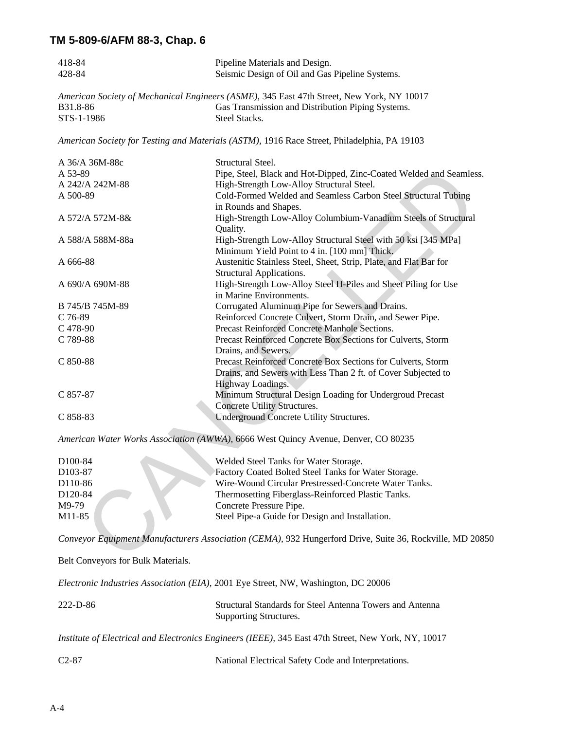| | |
|---|---|
| 418-84 | Pipeline Materials and Design. |
| 428-84 | Seismic Design of Oil and Gas Pipeline Systems. |

*American Society of Mechanical Engineers (ASME),* 345 East 47th Street, New York, NY 10017

| | |
|---|---|
| B31.8-86 | Gas Transmission and Distribution Piping Systems. |
| STS-1-1986 | Steel Stacks. |

*American Society for Testing and Materials (ASTM),* 1916 Race Street, Philadelphia, PA 19103

| | |
|---|---|
| A 36/A 36M-88c | Structural Steel. |
| A 53-89 | Pipe, Steel, Black and Hot-Dipped, Zinc-Coated Welded and Seamless. |
| A 242/A 242M-88 | High-Strength Low-Alloy Structural Steel. |
| A 500-89 | Cold-Formed Welded and Seamless Carbon Steel Structural Tubing in Rounds and Shapes. |
| A 572/A 572M-8& | High-Strength Low-Alloy Columbium-Vanadium Steels of Structural Quality. |
| A 588/A 588M-88a | High-Strength Low-Alloy Structural Steel with 50 ksi [345 MPa] Minimum Yield Point to 4 in. [100 mm] Thick. |
| A 666-88 | Austenitic Stainless Steel, Sheet, Strip, Plate, and Flat Bar for Structural Applications. |
| A 690/A 690M-88 | High-Strength Low-Alloy Steel H-Piles and Sheet Piling for Use in Marine Environments. |
| B 745/B 745M-89 | Corrugated Aluminum Pipe for Sewers and Drains. |
| C 76-89 | Reinforced Concrete Culvert, Storm Drain, and Sewer Pipe. |
| C 478-90 | Precast Reinforced Concrete Manhole Sections. |
| C 789-88 | Precast Reinforced Concrete Box Sections for Culverts, Storm Drains, and Sewers. |
| C 850-88 | Precast Reinforced Concrete Box Sections for Culverts, Storm Drains, and Sewers with Less Than 2 ft. of Cover Subjected to Highway Loadings. |
| C 857-87 | Minimum Structural Design Loading for Undergroud Precast Concrete Utility Structures. |
| C 858-83 | Underground Concrete Utility Structures. |

*American Water Works Association (AWWA),* 6666 West Quincy Avenue, Denver, CO 80235

| | |
|---|---|
| D100-84 | Welded Steel Tanks for Water Storage. |
| D103-87 | Factory Coated Bolted Steel Tanks for Water Storage. |
| D110-86 | Wire-Wound Circular Prestressed-Concrete Water Tanks. |
| D120-84 | Thermosetting Fiberglass-Reinforced Plastic Tanks. |
| M9-79 | Concrete Pressure Pipe. |
| M11-85 | Steel Pipe-a Guide for Design and Installation. |

*Conveyor Equipment Manufacturers Association (CEMA),* 932 Hungerford Drive, Suite 36, Rockville, MD 20850

Belt Conveyors for Bulk Materials.

*Electronic Industries Association (EIA),* 2001 Eye Street, NW, Washington, DC 20006

| | |
|---|---|
| 222-D-86 | Structural Standards for Steel Antenna Towers and Antenna Supporting Structures. |

*Institute of Electrical and Electronics Engineers (IEEE),* 345 East 47th Street, New York, NY, 10017

| | |
|---|---|
| C2-87 | National Electrical Safety Code and Interpretations. |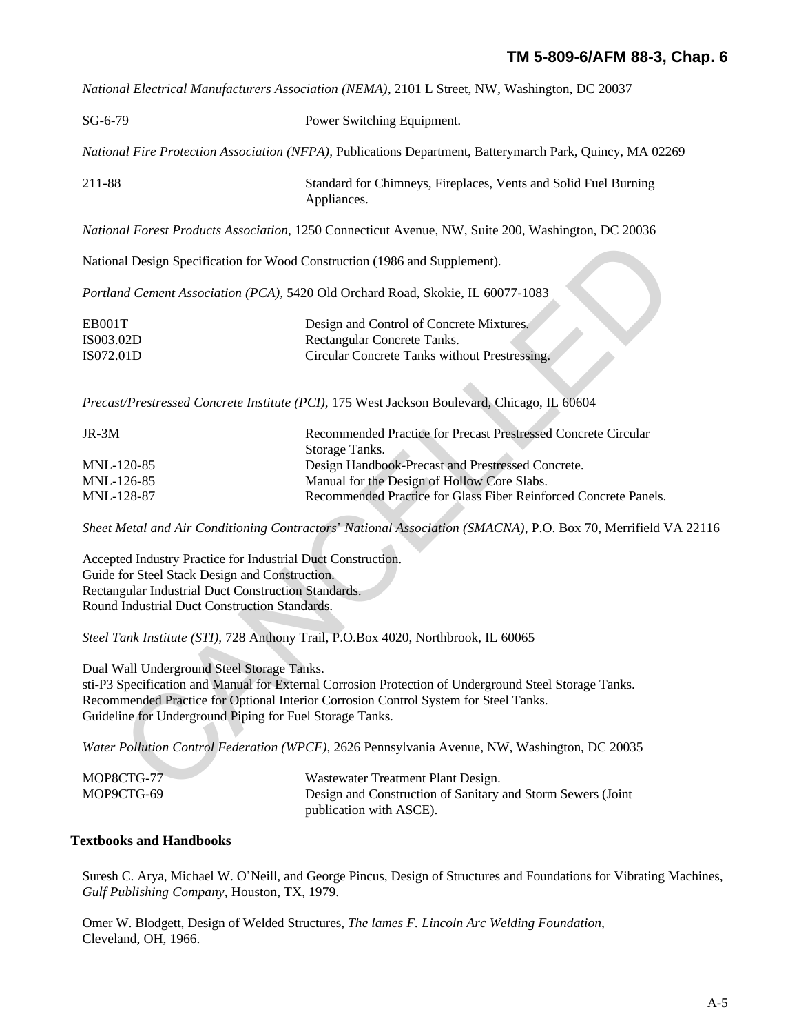*National Electrical Manufacturers Association (NEMA),* 2101 L Street, NW, Washington, DC 20037

| | |
|---|---|
| SG-6-79 | Power Switching Equipment. |

*National Fire Protection Association (NFPA),* Publications Department, Batterymarch Park, Quincy, MA 02269

| | |
|---|---|
| 211-88 | Standard for Chimneys, Fireplaces, Vents and Solid Fuel Burning Appliances. |

*National Forest Products Association,* 1250 Connecticut Avenue, NW, Suite 200, Washington, DC 20036

National Design Specification for Wood Construction (1986 and Supplement).

*Portland Cement Association (PCA),* 5420 Old Orchard Road, Skokie, IL 60077-1083

| | |
|---|---|
| EB001T | Design and Control of Concrete Mixtures. |
| IS003.02D | Rectangular Concrete Tanks. |
| IS072.01D | Circular Concrete Tanks without Prestressing. |

*Precast/Prestressed Concrete Institute (PCI),* 175 West Jackson Boulevard, Chicago, IL 60604

| | |
|---|---|
| JR-3M | Recommended Practice for Precast Prestressed Concrete Circular Storage Tanks. |
| MNL-120-85 | Design Handbook-Precast and Prestressed Concrete. |
| MNL-126-85 | Manual for the Design of Hollow Core Slabs. |
| MNL-128-87 | Recommended Practice for Glass Fiber Reinforced Concrete Panels. |

*Sheet Metal and Air Conditioning Contractors' National Association (SMACNA),* P.O. Box 70, Merrifield VA 22116

Accepted Industry Practice for Industrial Duct Construction.
Guide for Steel Stack Design and Construction.
Rectangular Industrial Duct Construction Standards.
Round Industrial Duct Construction Standards.

*Steel Tank Institute (STI),* 728 Anthony Trail, P.O.Box 4020, Northbrook, IL 60065

Dual Wall Underground Steel Storage Tanks.
sti-P3 Specification and Manual for External Corrosion Protection of Underground Steel Storage Tanks.
Recommended Practice for Optional Interior Corrosion Control System for Steel Tanks.
Guideline for Underground Piping for Fuel Storage Tanks.

*Water Pollution Control Federation (WPCF),* 2626 Pennsylvania Avenue, NW, Washington, DC 20035

| | |
|---|---|
| MOP8CTG-77 | Wastewater Treatment Plant Design. |
| MOP9CTG-69 | Design and Construction of Sanitary and Storm Sewers (Joint publication with ASCE). |

**Textbooks and Handbooks**

Suresh C. Arya, Michael W. O'Neill, and George Pincus, Design of Structures and Foundations for Vibrating Machines, *Gulf Publishing Company,* Houston, TX, 1979.

Omer W. Blodgett, Design of Welded Structures, *The lames F. Lincoln Arc Welding Foundation,* Cleveland, OH, 1966.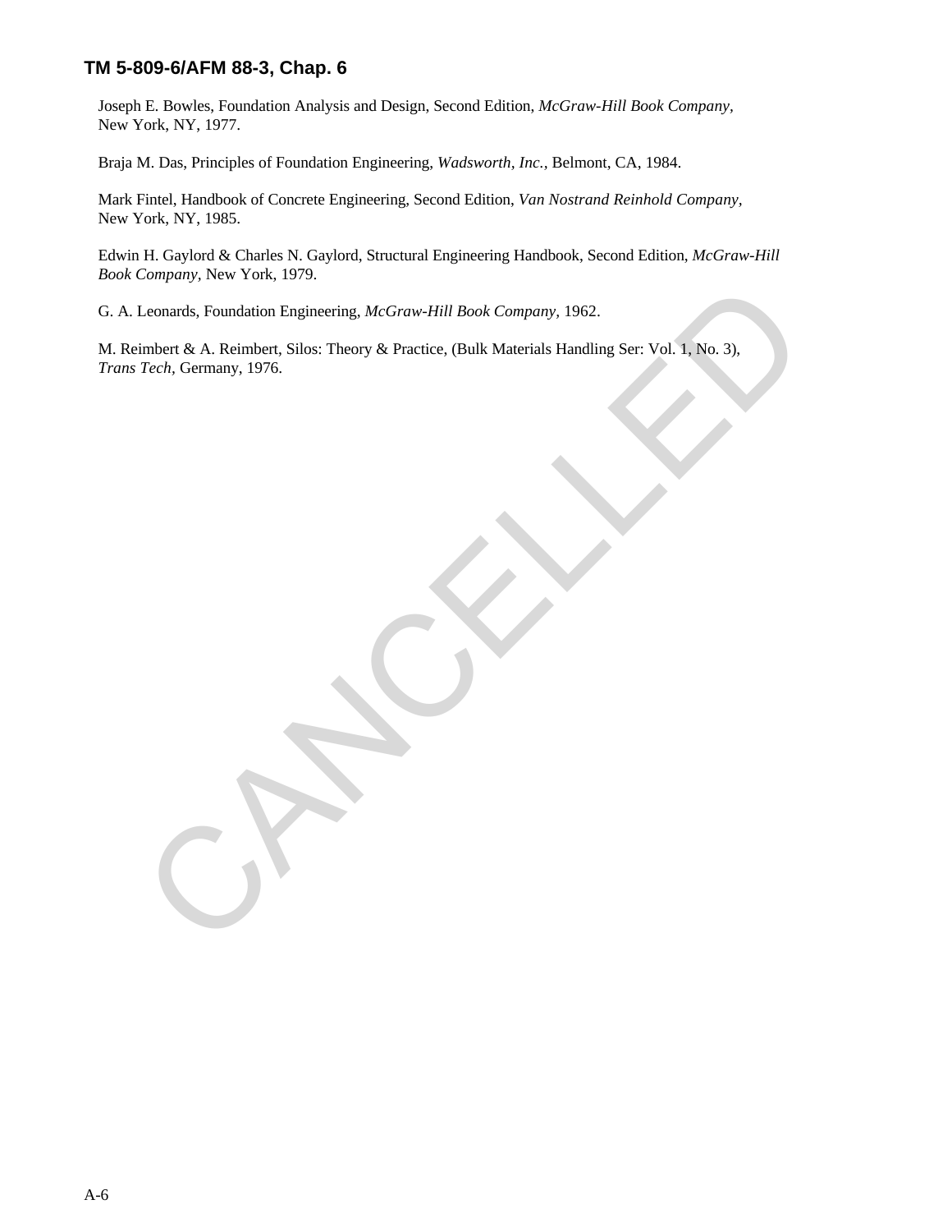Joseph E. Bowles, Foundation Analysis and Design, Second Edition, *McGraw-Hill Book Company*, New York, NY, 1977.

Braja M. Das, Principles of Foundation Engineering, *Wadsworth, Inc.*, Belmont, CA, 1984.

Mark Fintel, Handbook of Concrete Engineering, Second Edition, *Van Nostrand Reinhold Company*, New York, NY, 1985.

Edwin H. Gaylord & Charles N. Gaylord, Structural Engineering Handbook, Second Edition, *McGraw-Hill Book Company*, New York, 1979.

G. A. Leonards, Foundation Engineering, *McGraw-Hill Book Company*, 1962.

M. Reimbert & A. Reimbert, Silos: Theory & Practice, (Bulk Materials Handling Ser: Vol. 1, No. 3), *Trans Tech*, Germany, 1976.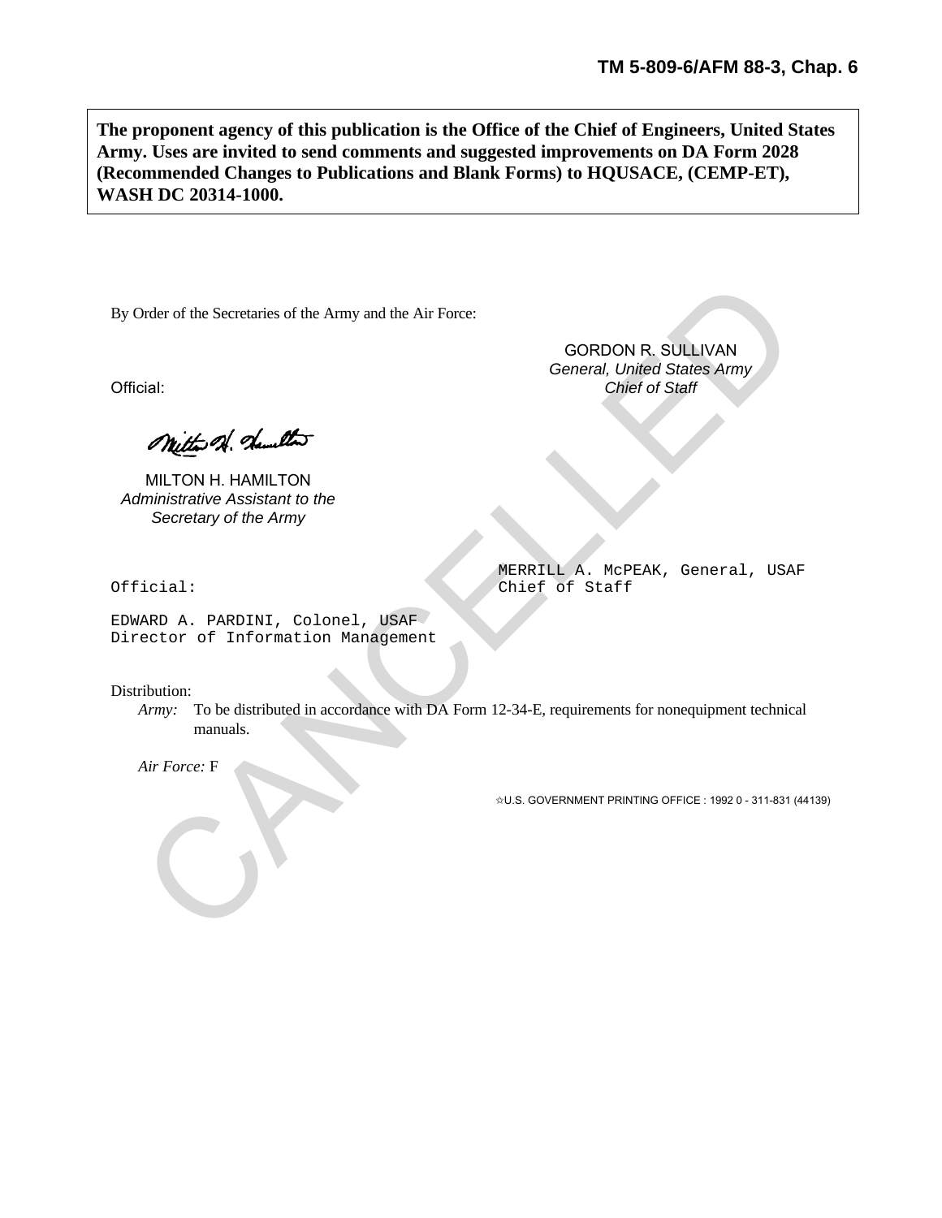**The proponent agency of this publication is the Office of the Chief of Engineers, United States Army. Uses are invited to send comments and suggested improvements on DA Form 2028 (Recommended Changes to Publications and Blank Forms) to HQUSACE, (CEMP-ET), WASH DC 20314-1000.**

By Order of the Secretaries of the Army and the Air Force:

GORDON R. SULLIVAN
*General, United States Army*
*Chief of Staff*

Official:

MILTON H. HAMILTON
*Administrative Assistant to the Secretary of the Army*

MERRILL A. McPEAK, General, USAF
Chief of Staff

Official:

EDWARD A. PARDINI, Colonel, USAF
Director of Information Management

Distribution:

*Army:* To be distributed in accordance with DA Form 12-34-E, requirements for nonequipment technical manuals.

*Air Force:* F

☆U.S. GOVERNMENT PRINTING OFFICE : 1992 0 - 311-831 (44139)

CANCELLED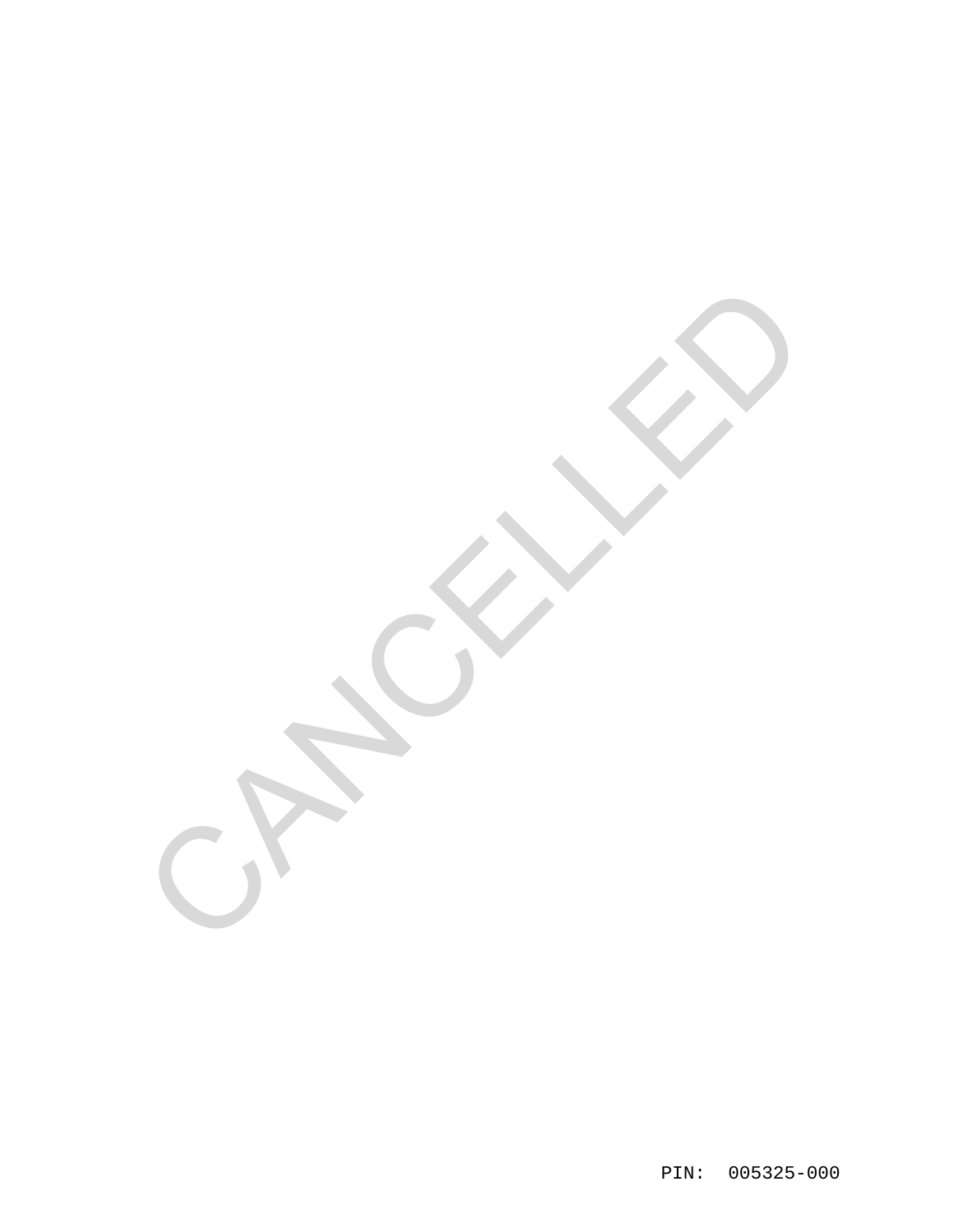CANCELLED

PIN: 005325-000